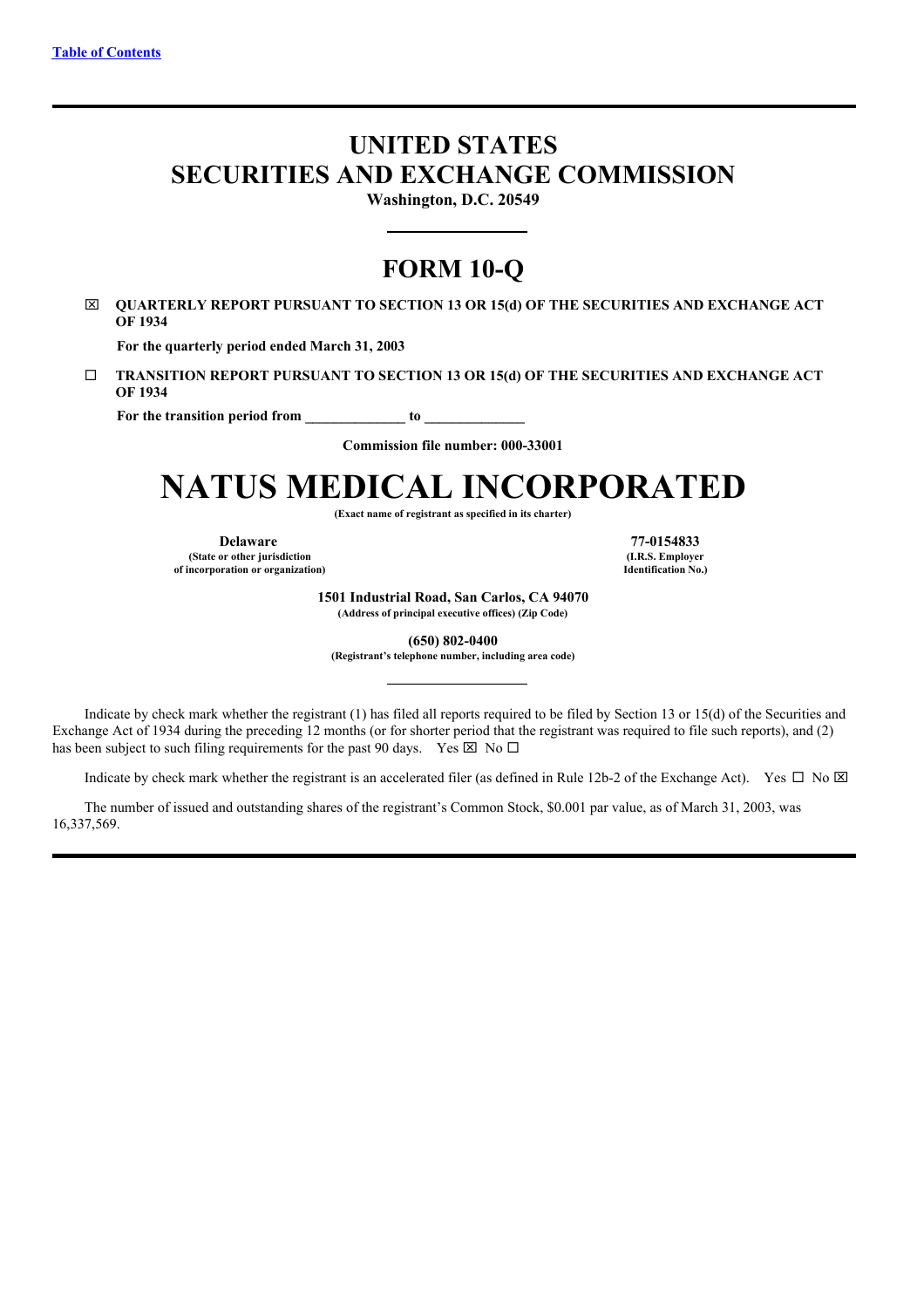[Table of Contents](#)

# UNITED STATES
# SECURITIES AND EXCHANGE COMMISSION

**Washington, D.C. 20549**

# FORM 10-Q

☒ **QUARTERLY REPORT PURSUANT TO SECTION 13 OR 15(d) OF THE SECURITIES AND EXCHANGE ACT OF 1934**

**For the quarterly period ended March 31, 2003**

☐ **TRANSITION REPORT PURSUANT TO SECTION 13 OR 15(d) OF THE SECURITIES AND EXCHANGE ACT OF 1934**

**For the transition period from _____________ to _____________**

**Commission file number: 000-33001**

# NATUS MEDICAL INCORPORATED

**(Exact name of registrant as specified in its charter)**

| **Delaware** | **77-0154833** |
|---|---|
| **(State or other jurisdiction of incorporation or organization)** | **(I.R.S. Employer Identification No.)** |

**1501 Industrial Road, San Carlos, CA 94070**
**(Address of principal executive offices) (Zip Code)**

**(650) 802-0400**
**(Registrant's telephone number, including area code)**

Indicate by check mark whether the registrant (1) has filed all reports required to be filed by Section 13 or 15(d) of the Securities and Exchange Act of 1934 during the preceding 12 months (or for shorter period that the registrant was required to file such reports), and (2) has been subject to such filing requirements for the past 90 days. Yes ☒ No ☐

Indicate by check mark whether the registrant is an accelerated filer (as defined in Rule 12b-2 of the Exchange Act). Yes ☐ No ☒

The number of issued and outstanding shares of the registrant's Common Stock, $0.001 par value, as of March 31, 2003, was 16,337,569.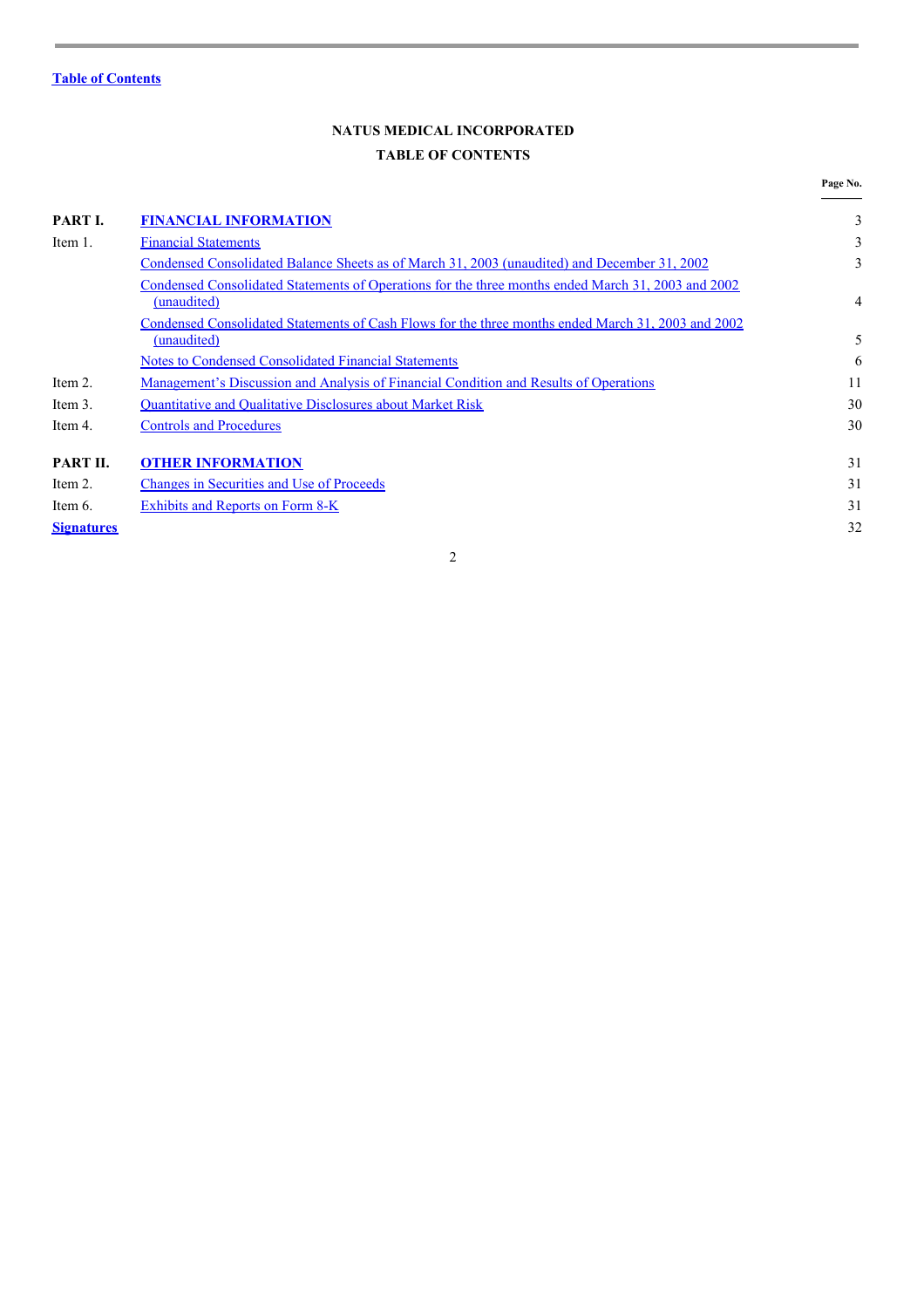Table of Contents

# NATUS MEDICAL INCORPORATED

## TABLE OF CONTENTS

| | | Page No. |
|---|---|---|
| **PART I.** | **FINANCIAL INFORMATION** | 3 |
| Item 1. | Financial Statements | 3 |
| | Condensed Consolidated Balance Sheets as of March 31, 2003 (unaudited) and December 31, 2002 | 3 |
| | Condensed Consolidated Statements of Operations for the three months ended March 31, 2003 and 2002 (unaudited) | 4 |
| | Condensed Consolidated Statements of Cash Flows for the three months ended March 31, 2003 and 2002 (unaudited) | 5 |
| | Notes to Condensed Consolidated Financial Statements | 6 |
| Item 2. | Management's Discussion and Analysis of Financial Condition and Results of Operations | 11 |
| Item 3. | Quantitative and Qualitative Disclosures about Market Risk | 30 |
| Item 4. | Controls and Procedures | 30 |
| **PART II.** | **OTHER INFORMATION** | 31 |
| Item 2. | Changes in Securities and Use of Proceeds | 31 |
| Item 6. | Exhibits and Reports on Form 8-K | 31 |
| **Signatures** | | 32 |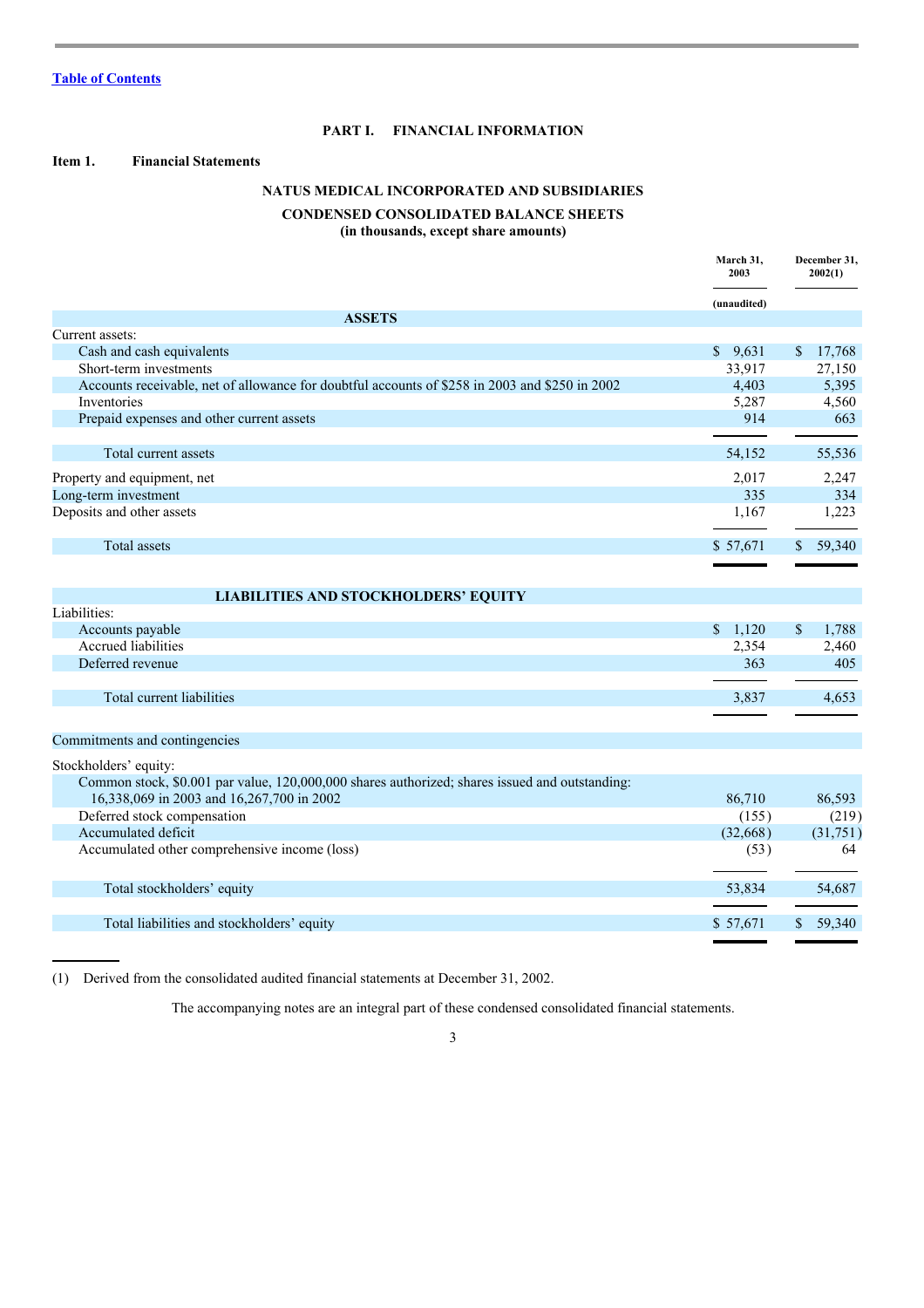Table of Contents

# PART I. FINANCIAL INFORMATION

## Item 1. Financial Statements

### NATUS MEDICAL INCORPORATED AND SUBSIDIARIES

### CONDENSED CONSOLIDATED BALANCE SHEETS
**(in thousands, except share amounts)**

| | March 31, 2003 | December 31, 2002(1) |
|---|---|---|
| | (unaudited) | |
| **ASSETS** | | |
| Current assets: | | |
| Cash and cash equivalents | $ 9,631 | $ 17,768 |
| Short-term investments | 33,917 | 27,150 |
| Accounts receivable, net of allowance for doubtful accounts of $258 in 2003 and $250 in 2002 | 4,403 | 5,395 |
| Inventories | 5,287 | 4,560 |
| Prepaid expenses and other current assets | 914 | 663 |
| Total current assets | 54,152 | 55,536 |
| Property and equipment, net | 2,017 | 2,247 |
| Long-term investment | 335 | 334 |
| Deposits and other assets | 1,167 | 1,223 |
| Total assets | $ 57,671 | $ 59,340 |
| **LIABILITIES AND STOCKHOLDERS' EQUITY** | | |
| Liabilities: | | |
| Accounts payable | $ 1,120 | $ 1,788 |
| Accrued liabilities | 2,354 | 2,460 |
| Deferred revenue | 363 | 405 |
| Total current liabilities | 3,837 | 4,653 |
| Commitments and contingencies | | |
| Stockholders' equity: | | |
| Common stock, $0.001 par value, 120,000,000 shares authorized; shares issued and outstanding: 16,338,069 in 2003 and 16,267,700 in 2002 | 86,710 | 86,593 |
| Deferred stock compensation | (155) | (219) |
| Accumulated deficit | (32,668) | (31,751) |
| Accumulated other comprehensive income (loss) | (53) | 64 |
| Total stockholders' equity | 53,834 | 54,687 |
| Total liabilities and stockholders' equity | $ 57,671 | $ 59,340 |

(1) Derived from the consolidated audited financial statements at December 31, 2002.

The accompanying notes are an integral part of these condensed consolidated financial statements.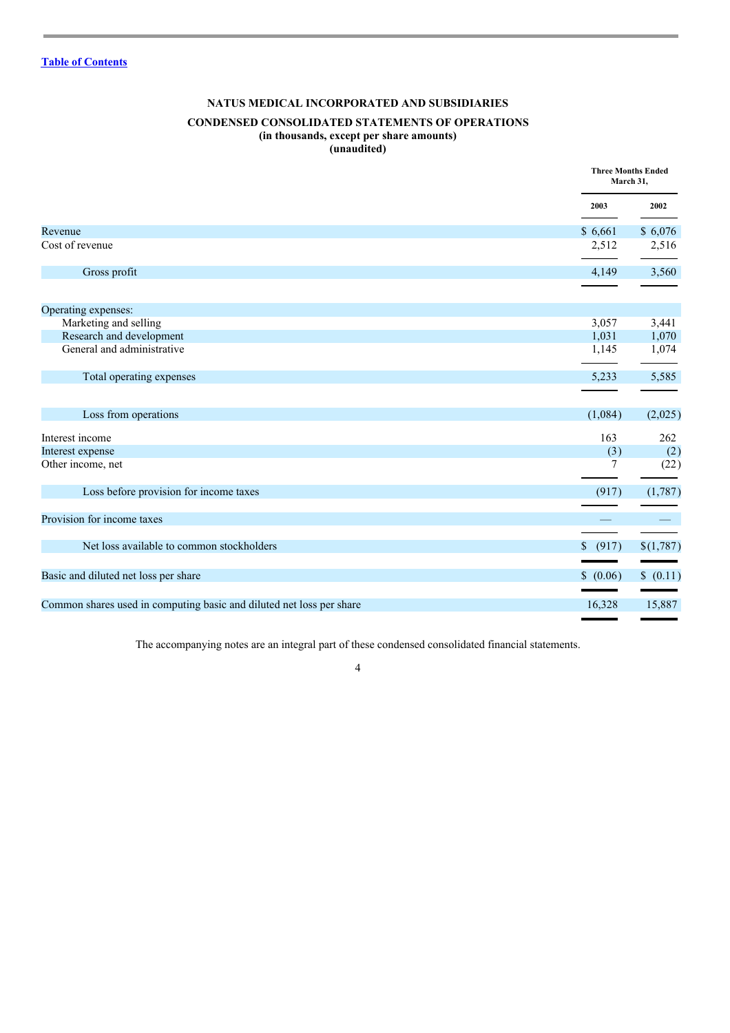[Table of Contents](#)

**NATUS MEDICAL INCORPORATED AND SUBSIDIARIES**

**CONDENSED CONSOLIDATED STATEMENTS OF OPERATIONS**
**(in thousands, except per share amounts)**
**(unaudited)**

| | Three Months Ended March 31, | |
|---|---|---|
| | 2003 | 2002 |
| Revenue | $ 6,661 | $ 6,076 |
| Cost of revenue | 2,512 | 2,516 |
| Gross profit | 4,149 | 3,560 |
| Operating expenses: | | |
| Marketing and selling | 3,057 | 3,441 |
| Research and development | 1,031 | 1,070 |
| General and administrative | 1,145 | 1,074 |
| Total operating expenses | 5,233 | 5,585 |
| Loss from operations | (1,084) | (2,025) |
| Interest income | 163 | 262 |
| Interest expense | (3) | (2) |
| Other income, net | 7 | (22) |
| Loss before provision for income taxes | (917) | (1,787) |
| Provision for income taxes | — | — |
| Net loss available to common stockholders | $ (917) | $(1,787) |
| Basic and diluted net loss per share | $ (0.06) | $ (0.11) |
| Common shares used in computing basic and diluted net loss per share | 16,328 | 15,887 |

The accompanying notes are an integral part of these condensed consolidated financial statements.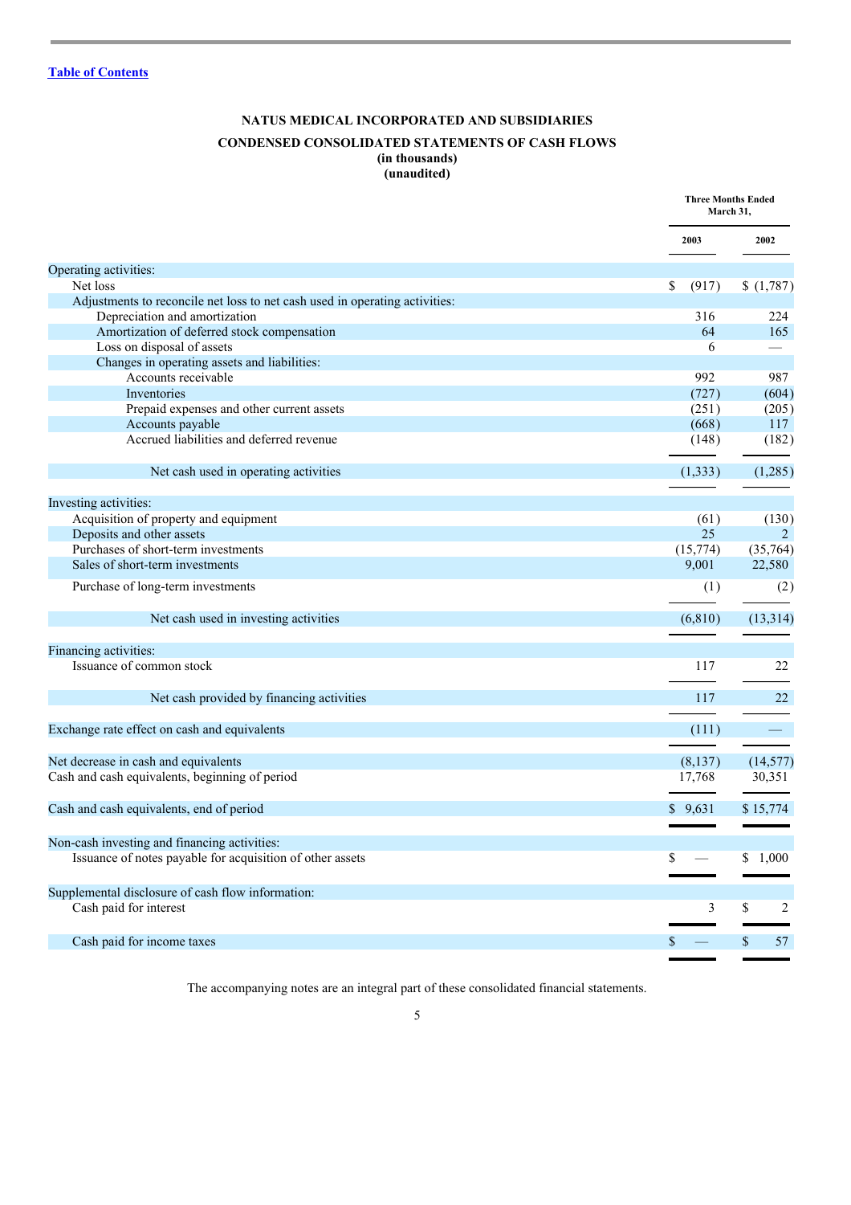[Table of Contents](#)

**NATUS MEDICAL INCORPORATED AND SUBSIDIARIES**

**CONDENSED CONSOLIDATED STATEMENTS OF CASH FLOWS**
**(in thousands)**
**(unaudited)**

| | Three Months Ended March 31, | |
|---|---|---|
| | 2003 | 2002 |
| Operating activities: | | |
| Net loss | $ (917) | $ (1,787) |
| Adjustments to reconcile net loss to net cash used in operating activities: | | |
| Depreciation and amortization | 316 | 224 |
| Amortization of deferred stock compensation | 64 | 165 |
| Loss on disposal of assets | 6 | — |
| Changes in operating assets and liabilities: | | |
| Accounts receivable | 992 | 987 |
| Inventories | (727) | (604) |
| Prepaid expenses and other current assets | (251) | (205) |
| Accounts payable | (668) | 117 |
| Accrued liabilities and deferred revenue | (148) | (182) |
| Net cash used in operating activities | (1,333) | (1,285) |
| Investing activities: | | |
| Acquisition of property and equipment | (61) | (130) |
| Deposits and other assets | 25 | 2 |
| Purchases of short-term investments | (15,774) | (35,764) |
| Sales of short-term investments | 9,001 | 22,580 |
| Purchase of long-term investments | (1) | (2) |
| Net cash used in investing activities | (6,810) | (13,314) |
| Financing activities: | | |
| Issuance of common stock | 117 | 22 |
| Net cash provided by financing activities | 117 | 22 |
| Exchange rate effect on cash and equivalents | (111) | — |
| Net decrease in cash and equivalents | (8,137) | (14,577) |
| Cash and cash equivalents, beginning of period | 17,768 | 30,351 |
| Cash and cash equivalents, end of period | $ 9,631 | $ 15,774 |
| Non-cash investing and financing activities: | | |
| Issuance of notes payable for acquisition of other assets | $ — | $ 1,000 |
| Supplemental disclosure of cash flow information: | | |
| Cash paid for interest | 3 | $ 2 |
| Cash paid for income taxes | $ — | $ 57 |

The accompanying notes are an integral part of these consolidated financial statements.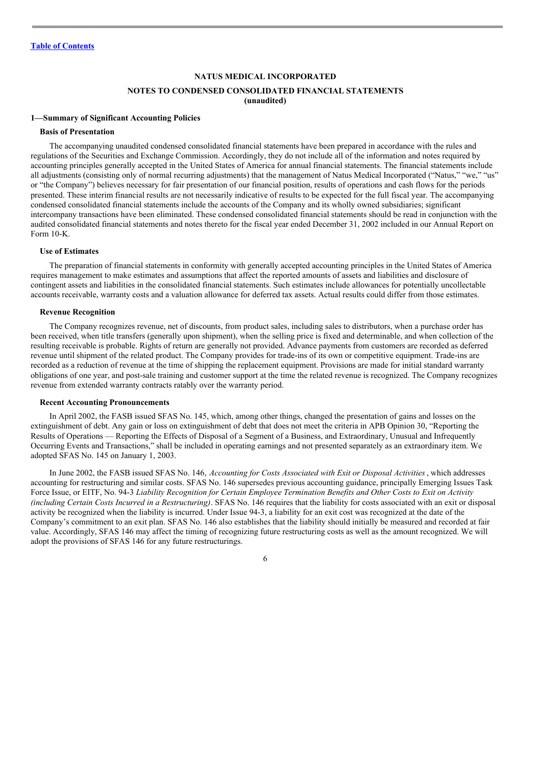NATUS MEDICAL INCORPORATED

NOTES TO CONDENSED CONSOLIDATED FINANCIAL STATEMENTS
(unaudited)

## 1—Summary of Significant Accounting Policies

### Basis of Presentation

The accompanying unaudited condensed consolidated financial statements have been prepared in accordance with the rules and regulations of the Securities and Exchange Commission. Accordingly, they do not include all of the information and notes required by accounting principles generally accepted in the United States of America for annual financial statements. The financial statements include all adjustments (consisting only of normal recurring adjustments) that the management of Natus Medical Incorporated ("Natus," "we," "us" or "the Company") believes necessary for fair presentation of our financial position, results of operations and cash flows for the periods presented. These interim financial results are not necessarily indicative of results to be expected for the full fiscal year. The accompanying condensed consolidated financial statements include the accounts of the Company and its wholly owned subsidiaries; significant intercompany transactions have been eliminated. These condensed consolidated financial statements should be read in conjunction with the audited consolidated financial statements and notes thereto for the fiscal year ended December 31, 2002 included in our Annual Report on Form 10-K.

### Use of Estimates

The preparation of financial statements in conformity with generally accepted accounting principles in the United States of America requires management to make estimates and assumptions that affect the reported amounts of assets and liabilities and disclosure of contingent assets and liabilities in the consolidated financial statements. Such estimates include allowances for potentially uncollectable accounts receivable, warranty costs and a valuation allowance for deferred tax assets. Actual results could differ from those estimates.

### Revenue Recognition

The Company recognizes revenue, net of discounts, from product sales, including sales to distributors, when a purchase order has been received, when title transfers (generally upon shipment), when the selling price is fixed and determinable, and when collection of the resulting receivable is probable. Rights of return are generally not provided. Advance payments from customers are recorded as deferred revenue until shipment of the related product. The Company provides for trade-ins of its own or competitive equipment. Trade-ins are recorded as a reduction of revenue at the time of shipping the replacement equipment. Provisions are made for initial standard warranty obligations of one year, and post-sale training and customer support at the time the related revenue is recognized. The Company recognizes revenue from extended warranty contracts ratably over the warranty period.

### Recent Accounting Pronouncements

In April 2002, the FASB issued SFAS No. 145, which, among other things, changed the presentation of gains and losses on the extinguishment of debt. Any gain or loss on extinguishment of debt that does not meet the criteria in APB Opinion 30, "Reporting the Results of Operations — Reporting the Effects of Disposal of a Segment of a Business, and Extraordinary, Unusual and Infrequently Occurring Events and Transactions," shall be included in operating earnings and not presented separately as an extraordinary item. We adopted SFAS No. 145 on January 1, 2003.

In June 2002, the FASB issued SFAS No. 146, *Accounting for Costs Associated with Exit or Disposal Activities*, which addresses accounting for restructuring and similar costs. SFAS No. 146 supersedes previous accounting guidance, principally Emerging Issues Task Force Issue, or EITF, No. 94-3 *Liability Recognition for Certain Employee Termination Benefits and Other Costs to Exit on Activity (including Certain Costs Incurred in a Restructuring)*. SFAS No. 146 requires that the liability for costs associated with an exit or disposal activity be recognized when the liability is incurred. Under Issue 94-3, a liability for an exit cost was recognized at the date of the Company's commitment to an exit plan. SFAS No. 146 also establishes that the liability should initially be measured and recorded at fair value. Accordingly, SFAS 146 may affect the timing of recognizing future restructuring costs as well as the amount recognized. We will adopt the provisions of SFAS 146 for any future restructurings.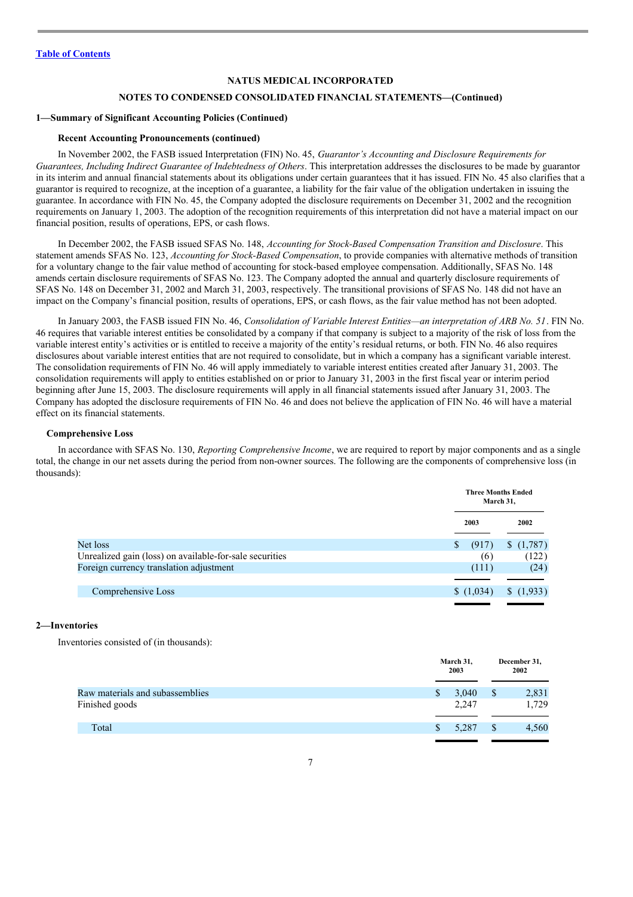Table of Contents

**NATUS MEDICAL INCORPORATED**

**NOTES TO CONDENSED CONSOLIDATED FINANCIAL STATEMENTS—(Continued)**

**1—Summary of Significant Accounting Policies (Continued)**

**Recent Accounting Pronouncements (continued)**

In November 2002, the FASB issued Interpretation (FIN) No. 45, *Guarantor's Accounting and Disclosure Requirements for Guarantees, Including Indirect Guarantee of Indebtedness of Others*. This interpretation addresses the disclosures to be made by guarantor in its interim and annual financial statements about its obligations under certain guarantees that it has issued. FIN No. 45 also clarifies that a guarantor is required to recognize, at the inception of a guarantee, a liability for the fair value of the obligation undertaken in issuing the guarantee. In accordance with FIN No. 45, the Company adopted the disclosure requirements on December 31, 2002 and the recognition requirements on January 1, 2003. The adoption of the recognition requirements of this interpretation did not have a material impact on our financial position, results of operations, EPS, or cash flows.

In December 2002, the FASB issued SFAS No. 148, *Accounting for Stock-Based Compensation Transition and Disclosure*. This statement amends SFAS No. 123, *Accounting for Stock-Based Compensation*, to provide companies with alternative methods of transition for a voluntary change to the fair value method of accounting for stock-based employee compensation. Additionally, SFAS No. 148 amends certain disclosure requirements of SFAS No. 123. The Company adopted the annual and quarterly disclosure requirements of SFAS No. 148 on December 31, 2002 and March 31, 2003, respectively. The transitional provisions of SFAS No. 148 did not have an impact on the Company's financial position, results of operations, EPS, or cash flows, as the fair value method has not been adopted.

In January 2003, the FASB issued FIN No. 46, *Consolidation of Variable Interest Entities—an interpretation of ARB No. 51*. FIN No. 46 requires that variable interest entities be consolidated by a company if that company is subject to a majority of the risk of loss from the variable interest entity's activities or is entitled to receive a majority of the entity's residual returns, or both. FIN No. 46 also requires disclosures about variable interest entities that are not required to consolidate, but in which a company has a significant variable interest. The consolidation requirements of FIN No. 46 will apply immediately to variable interest entities created after January 31, 2003. The consolidation requirements will apply to entities established on or prior to January 31, 2003 in the first fiscal year or interim period beginning after June 15, 2003. The disclosure requirements will apply in all financial statements issued after January 31, 2003. The Company has adopted the disclosure requirements of FIN No. 46 and does not believe the application of FIN No. 46 will have a material effect on its financial statements.

**Comprehensive Loss**

In accordance with SFAS No. 130, *Reporting Comprehensive Income*, we are required to report by major components and as a single total, the change in our net assets during the period from non-owner sources. The following are the components of comprehensive loss (in thousands):

| | Three Months Ended March 31, | |
|---|---|---|
| | 2003 | 2002 |
| Net loss | $ (917) | $ (1,787) |
| Unrealized gain (loss) on available-for-sale securities | (6) | (122) |
| Foreign currency translation adjustment | (111) | (24) |
| Comprehensive Loss | $ (1,034) | $ (1,933) |

**2—Inventories**

Inventories consisted of (in thousands):

| | March 31, 2003 | December 31, 2002 |
|---|---|---|
| Raw materials and subassemblies | $ 3,040 | $ 2,831 |
| Finished goods | 2,247 | 1,729 |
| Total | $ 5,287 | $ 4,560 |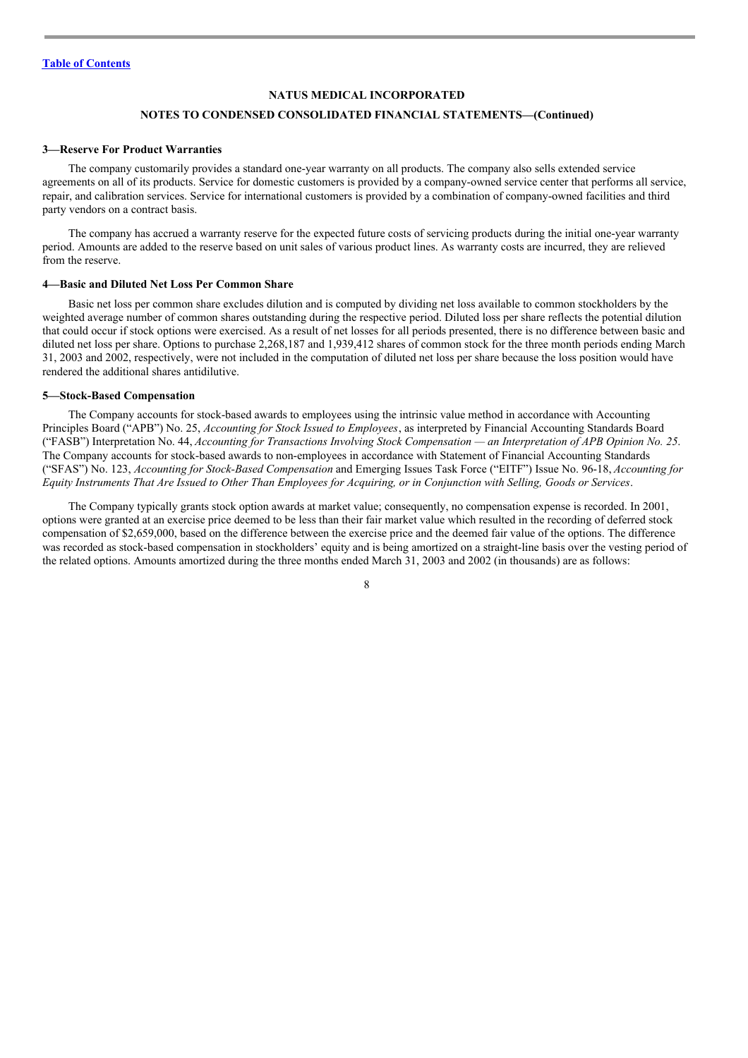**NATUS MEDICAL INCORPORATED**

**NOTES TO CONDENSED CONSOLIDATED FINANCIAL STATEMENTS—(Continued)**

### 3—Reserve For Product Warranties

The company customarily provides a standard one-year warranty on all products. The company also sells extended service agreements on all of its products. Service for domestic customers is provided by a company-owned service center that performs all service, repair, and calibration services. Service for international customers is provided by a combination of company-owned facilities and third party vendors on a contract basis.

The company has accrued a warranty reserve for the expected future costs of servicing products during the initial one-year warranty period. Amounts are added to the reserve based on unit sales of various product lines. As warranty costs are incurred, they are relieved from the reserve.

### 4—Basic and Diluted Net Loss Per Common Share

Basic net loss per common share excludes dilution and is computed by dividing net loss available to common stockholders by the weighted average number of common shares outstanding during the respective period. Diluted loss per share reflects the potential dilution that could occur if stock options were exercised. As a result of net losses for all periods presented, there is no difference between basic and diluted net loss per share. Options to purchase 2,268,187 and 1,939,412 shares of common stock for the three month periods ending March 31, 2003 and 2002, respectively, were not included in the computation of diluted net loss per share because the loss position would have rendered the additional shares antidilutive.

### 5—Stock-Based Compensation

The Company accounts for stock-based awards to employees using the intrinsic value method in accordance with Accounting Principles Board ("APB") No. 25, *Accounting for Stock Issued to Employees*, as interpreted by Financial Accounting Standards Board ("FASB") Interpretation No. 44, *Accounting for Transactions Involving Stock Compensation — an Interpretation of APB Opinion No. 25*. The Company accounts for stock-based awards to non-employees in accordance with Statement of Financial Accounting Standards ("SFAS") No. 123, *Accounting for Stock-Based Compensation* and Emerging Issues Task Force ("EITF") Issue No. 96-18, *Accounting for Equity Instruments That Are Issued to Other Than Employees for Acquiring, or in Conjunction with Selling, Goods or Services*.

The Company typically grants stock option awards at market value; consequently, no compensation expense is recorded. In 2001, options were granted at an exercise price deemed to be less than their fair market value which resulted in the recording of deferred stock compensation of $2,659,000, based on the difference between the exercise price and the deemed fair value of the options. The difference was recorded as stock-based compensation in stockholders' equity and is being amortized on a straight-line basis over the vesting period of the related options. Amounts amortized during the three months ended March 31, 2003 and 2002 (in thousands) are as follows: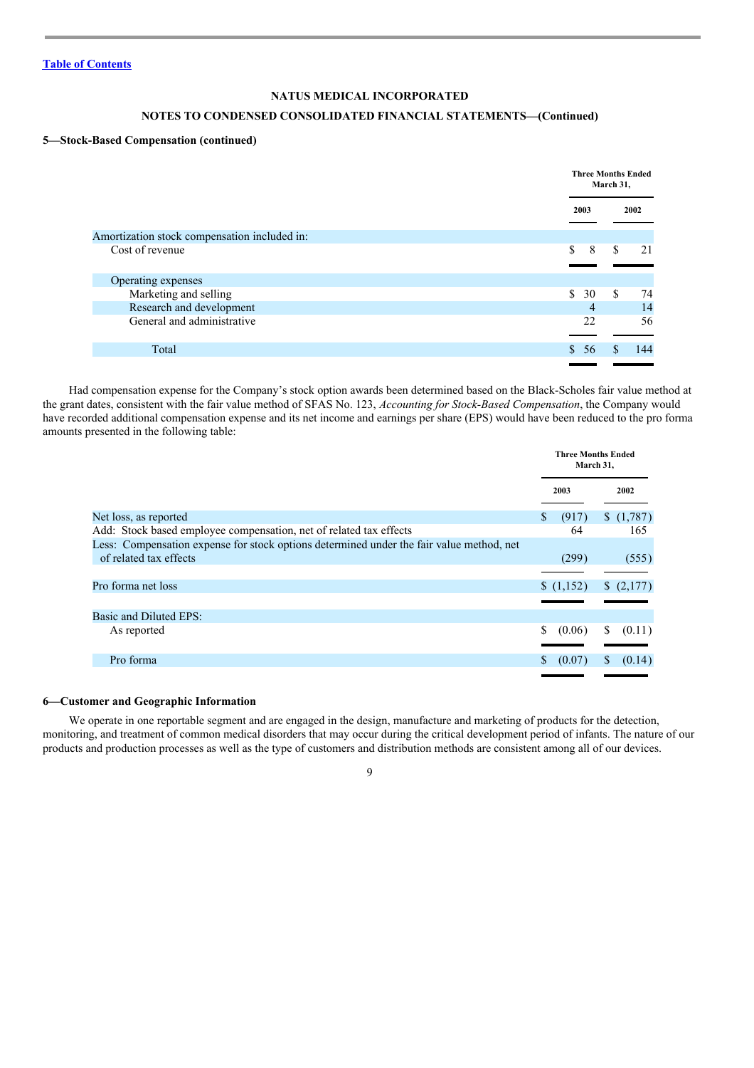[Table of Contents](#)

**NATUS MEDICAL INCORPORATED**

**NOTES TO CONDENSED CONSOLIDATED FINANCIAL STATEMENTS—(Continued)**

**5—Stock-Based Compensation (continued)**

| | Three Months Ended March 31, | |
|---|---|---|
| | 2003 | 2002 |
| Amortization stock compensation included in: | | |
| Cost of revenue | $ 8 | $ 21 |
| Operating expenses | | |
| Marketing and selling | $ 30 | $ 74 |
| Research and development | 4 | 14 |
| General and administrative | 22 | 56 |
| Total | $ 56 | $ 144 |

Had compensation expense for the Company's stock option awards been determined based on the Black-Scholes fair value method at the grant dates, consistent with the fair value method of SFAS No. 123, *Accounting for Stock-Based Compensation*, the Company would have recorded additional compensation expense and its net income and earnings per share (EPS) would have been reduced to the pro forma amounts presented in the following table:

| | Three Months Ended March 31, | |
|---|---|---|
| | 2003 | 2002 |
| Net loss, as reported | $ (917) | $ (1,787) |
| Add: Stock based employee compensation, net of related tax effects | 64 | 165 |
| Less: Compensation expense for stock options determined under the fair value method, net of related tax effects | (299) | (555) |
| Pro forma net loss | $ (1,152) | $ (2,177) |
| Basic and Diluted EPS: | | |
| As reported | $ (0.06) | $ (0.11) |
| Pro forma | $ (0.07) | $ (0.14) |

**6—Customer and Geographic Information**

We operate in one reportable segment and are engaged in the design, manufacture and marketing of products for the detection, monitoring, and treatment of common medical disorders that may occur during the critical development period of infants. The nature of our products and production processes as well as the type of customers and distribution methods are consistent among all of our devices.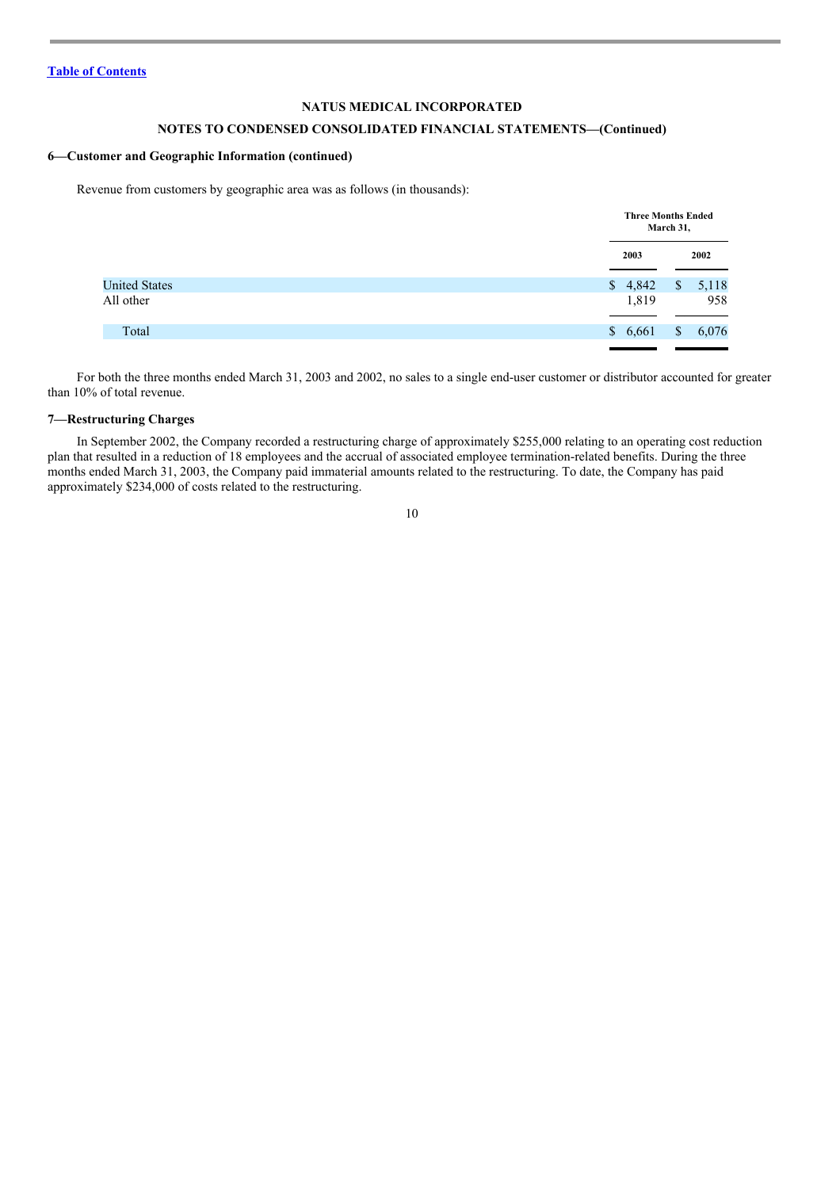[Table of Contents](#)

**NATUS MEDICAL INCORPORATED**

**NOTES TO CONDENSED CONSOLIDATED FINANCIAL STATEMENTS—(Continued)**

**6—Customer and Geographic Information (continued)**

Revenue from customers by geographic area was as follows (in thousands):

| | Three Months Ended March 31, | |
|---|---|---|
| | 2003 | 2002 |
| United States | $ 4,842 | $ 5,118 |
| All other | 1,819 | 958 |
| Total | $ 6,661 | $ 6,076 |

For both the three months ended March 31, 2003 and 2002, no sales to a single end-user customer or distributor accounted for greater than 10% of total revenue.

**7—Restructuring Charges**

In September 2002, the Company recorded a restructuring charge of approximately $255,000 relating to an operating cost reduction plan that resulted in a reduction of 18 employees and the accrual of associated employee termination-related benefits. During the three months ended March 31, 2003, the Company paid immaterial amounts related to the restructuring. To date, the Company has paid approximately $234,000 of costs related to the restructuring.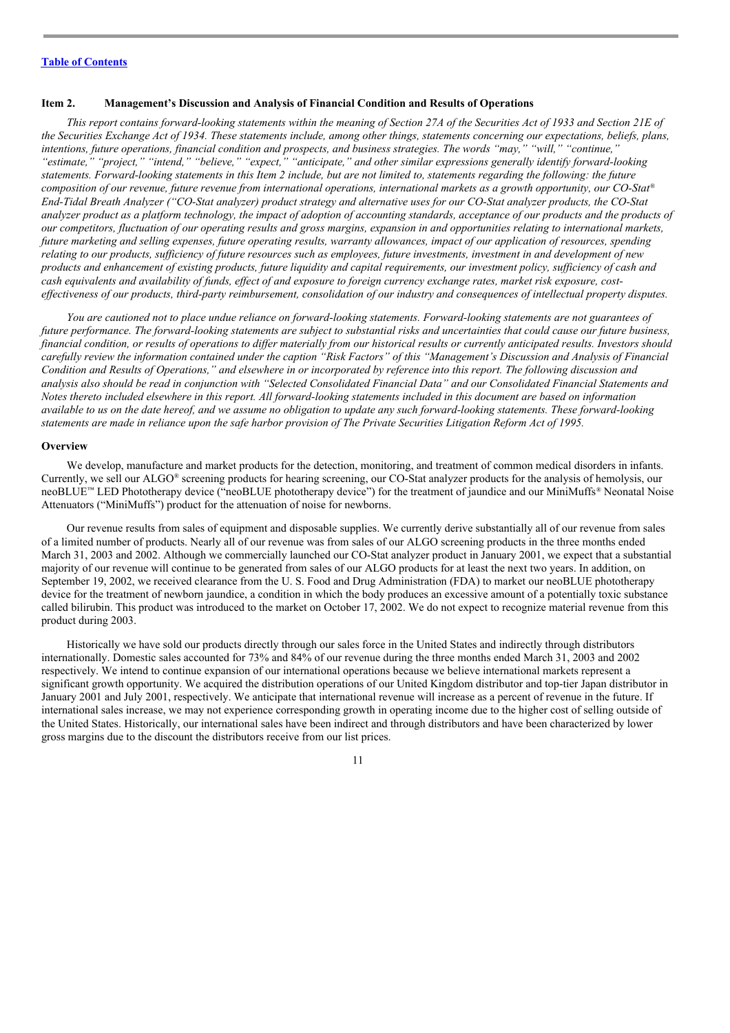**Item 2. Management's Discussion and Analysis of Financial Condition and Results of Operations**

*This report contains forward-looking statements within the meaning of Section 27A of the Securities Act of 1933 and Section 21E of the Securities Exchange Act of 1934. These statements include, among other things, statements concerning our expectations, beliefs, plans, intentions, future operations, financial condition and prospects, and business strategies. The words "may," "will," "continue," "estimate," "project," "intend," "believe," "expect," "anticipate," and other similar expressions generally identify forward-looking statements. Forward-looking statements in this Item 2 include, but are not limited to, statements regarding the following: the future composition of our revenue, future revenue from international operations, international markets as a growth opportunity, our CO-Stat® End-Tidal Breath Analyzer ("CO-Stat analyzer) product strategy and alternative uses for our CO-Stat analyzer products, the CO-Stat analyzer product as a platform technology, the impact of adoption of accounting standards, acceptance of our products and the products of our competitors, fluctuation of our operating results and gross margins, expansion in and opportunities relating to international markets, future marketing and selling expenses, future operating results, warranty allowances, impact of our application of resources, spending relating to our products, sufficiency of future resources such as employees, future investments, investment in and development of new products and enhancement of existing products, future liquidity and capital requirements, our investment policy, sufficiency of cash and cash equivalents and availability of funds, effect of and exposure to foreign currency exchange rates, market risk exposure, cost-effectiveness of our products, third-party reimbursement, consolidation of our industry and consequences of intellectual property disputes.*

*You are cautioned not to place undue reliance on forward-looking statements. Forward-looking statements are not guarantees of future performance. The forward-looking statements are subject to substantial risks and uncertainties that could cause our future business, financial condition, or results of operations to differ materially from our historical results or currently anticipated results. Investors should carefully review the information contained under the caption "Risk Factors" of this "Management's Discussion and Analysis of Financial Condition and Results of Operations," and elsewhere in or incorporated by reference into this report. The following discussion and analysis also should be read in conjunction with "Selected Consolidated Financial Data" and our Consolidated Financial Statements and Notes thereto included elsewhere in this report. All forward-looking statements included in this document are based on information available to us on the date hereof, and we assume no obligation to update any such forward-looking statements. These forward-looking statements are made in reliance upon the safe harbor provision of The Private Securities Litigation Reform Act of 1995.*

**Overview**

We develop, manufacture and market products for the detection, monitoring, and treatment of common medical disorders in infants. Currently, we sell our ALGO® screening products for hearing screening, our CO-Stat analyzer products for the analysis of hemolysis, our neoBLUE™ LED Phototherapy device ("neoBLUE phototherapy device") for the treatment of jaundice and our MiniMuffs® Neonatal Noise Attenuators ("MiniMuffs") product for the attenuation of noise for newborns.

Our revenue results from sales of equipment and disposable supplies. We currently derive substantially all of our revenue from sales of a limited number of products. Nearly all of our revenue was from sales of our ALGO screening products in the three months ended March 31, 2003 and 2002. Although we commercially launched our CO-Stat analyzer product in January 2001, we expect that a substantial majority of our revenue will continue to be generated from sales of our ALGO products for at least the next two years. In addition, on September 19, 2002, we received clearance from the U. S. Food and Drug Administration (FDA) to market our neoBLUE phototherapy device for the treatment of newborn jaundice, a condition in which the body produces an excessive amount of a potentially toxic substance called bilirubin. This product was introduced to the market on October 17, 2002. We do not expect to recognize material revenue from this product during 2003.

Historically we have sold our products directly through our sales force in the United States and indirectly through distributors internationally. Domestic sales accounted for 73% and 84% of our revenue during the three months ended March 31, 2003 and 2002 respectively. We intend to continue expansion of our international operations because we believe international markets represent a significant growth opportunity. We acquired the distribution operations of our United Kingdom distributor and top-tier Japan distributor in January 2001 and July 2001, respectively. We anticipate that international revenue will increase as a percent of revenue in the future. If international sales increase, we may not experience corresponding growth in operating income due to the higher cost of selling outside of the United States. Historically, our international sales have been indirect and through distributors and have been characterized by lower gross margins due to the discount the distributors receive from our list prices.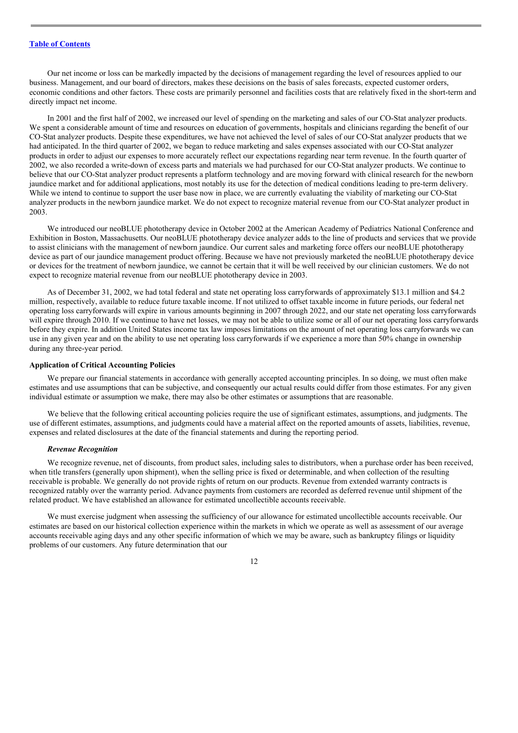Our net income or loss can be markedly impacted by the decisions of management regarding the level of resources applied to our business. Management, and our board of directors, makes these decisions on the basis of sales forecasts, expected customer orders, economic conditions and other factors. These costs are primarily personnel and facilities costs that are relatively fixed in the short-term and directly impact net income.

In 2001 and the first half of 2002, we increased our level of spending on the marketing and sales of our CO-Stat analyzer products. We spent a considerable amount of time and resources on education of governments, hospitals and clinicians regarding the benefit of our CO-Stat analyzer products. Despite these expenditures, we have not achieved the level of sales of our CO-Stat analyzer products that we had anticipated. In the third quarter of 2002, we began to reduce marketing and sales expenses associated with our CO-Stat analyzer products in order to adjust our expenses to more accurately reflect our expectations regarding near term revenue. In the fourth quarter of 2002, we also recorded a write-down of excess parts and materials we had purchased for our CO-Stat analyzer products. We continue to believe that our CO-Stat analyzer product represents a platform technology and are moving forward with clinical research for the newborn jaundice market and for additional applications, most notably its use for the detection of medical conditions leading to pre-term delivery. While we intend to continue to support the user base now in place, we are currently evaluating the viability of marketing our CO-Stat analyzer products in the newborn jaundice market. We do not expect to recognize material revenue from our CO-Stat analyzer product in 2003.

We introduced our neoBLUE phototherapy device in October 2002 at the American Academy of Pediatrics National Conference and Exhibition in Boston, Massachusetts. Our neoBLUE phototherapy device analyzer adds to the line of products and services that we provide to assist clinicians with the management of newborn jaundice. Our current sales and marketing force offers our neoBLUE phototherapy device as part of our jaundice management product offering. Because we have not previously marketed the neoBLUE phototherapy device or devices for the treatment of newborn jaundice, we cannot be certain that it will be well received by our clinician customers. We do not expect to recognize material revenue from our neoBLUE phototherapy device in 2003.

As of December 31, 2002, we had total federal and state net operating loss carryforwards of approximately $13.1 million and $4.2 million, respectively, available to reduce future taxable income. If not utilized to offset taxable income in future periods, our federal net operating loss carryforwards will expire in various amounts beginning in 2007 through 2022, and our state net operating loss carryforwards will expire through 2010. If we continue to have net losses, we may not be able to utilize some or all of our net operating loss carryforwards before they expire. In addition United States income tax law imposes limitations on the amount of net operating loss carryforwards we can use in any given year and on the ability to use net operating loss carryforwards if we experience a more than 50% change in ownership during any three-year period.

**Application of Critical Accounting Policies**

We prepare our financial statements in accordance with generally accepted accounting principles. In so doing, we must often make estimates and use assumptions that can be subjective, and consequently our actual results could differ from those estimates. For any given individual estimate or assumption we make, there may also be other estimates or assumptions that are reasonable.

We believe that the following critical accounting policies require the use of significant estimates, assumptions, and judgments. The use of different estimates, assumptions, and judgments could have a material affect on the reported amounts of assets, liabilities, revenue, expenses and related disclosures at the date of the financial statements and during the reporting period.

***Revenue Recognition***

We recognize revenue, net of discounts, from product sales, including sales to distributors, when a purchase order has been received, when title transfers (generally upon shipment), when the selling price is fixed or determinable, and when collection of the resulting receivable is probable. We generally do not provide rights of return on our products. Revenue from extended warranty contracts is recognized ratably over the warranty period. Advance payments from customers are recorded as deferred revenue until shipment of the related product. We have established an allowance for estimated uncollectible accounts receivable.

We must exercise judgment when assessing the sufficiency of our allowance for estimated uncollectible accounts receivable. Our estimates are based on our historical collection experience within the markets in which we operate as well as assessment of our average accounts receivable aging days and any other specific information of which we may be aware, such as bankruptcy filings or liquidity problems of our customers. Any future determination that our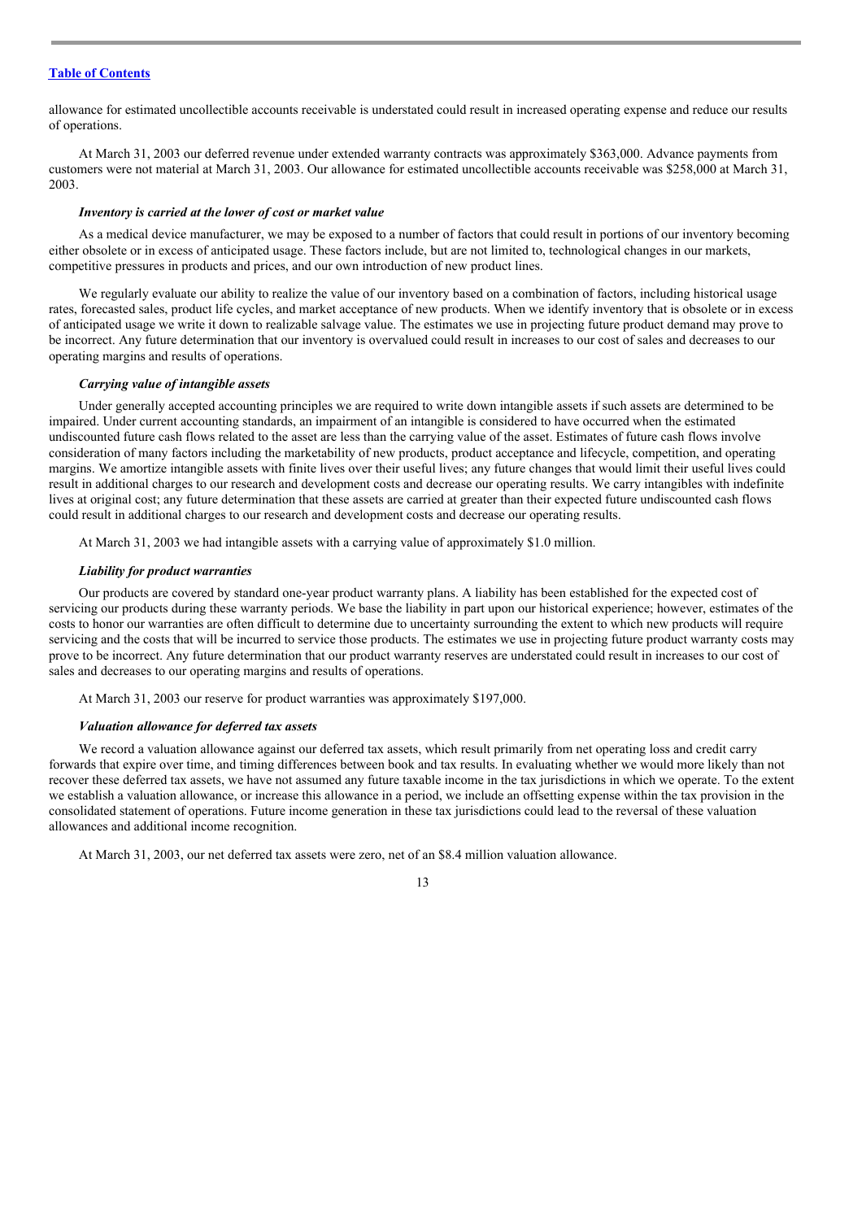allowance for estimated uncollectible accounts receivable is understated could result in increased operating expense and reduce our results of operations.

At March 31, 2003 our deferred revenue under extended warranty contracts was approximately $363,000. Advance payments from customers were not material at March 31, 2003. Our allowance for estimated uncollectible accounts receivable was $258,000 at March 31, 2003.

***Inventory is carried at the lower of cost or market value***

As a medical device manufacturer, we may be exposed to a number of factors that could result in portions of our inventory becoming either obsolete or in excess of anticipated usage. These factors include, but are not limited to, technological changes in our markets, competitive pressures in products and prices, and our own introduction of new product lines.

We regularly evaluate our ability to realize the value of our inventory based on a combination of factors, including historical usage rates, forecasted sales, product life cycles, and market acceptance of new products. When we identify inventory that is obsolete or in excess of anticipated usage we write it down to realizable salvage value. The estimates we use in projecting future product demand may prove to be incorrect. Any future determination that our inventory is overvalued could result in increases to our cost of sales and decreases to our operating margins and results of operations.

***Carrying value of intangible assets***

Under generally accepted accounting principles we are required to write down intangible assets if such assets are determined to be impaired. Under current accounting standards, an impairment of an intangible is considered to have occurred when the estimated undiscounted future cash flows related to the asset are less than the carrying value of the asset. Estimates of future cash flows involve consideration of many factors including the marketability of new products, product acceptance and lifecycle, competition, and operating margins. We amortize intangible assets with finite lives over their useful lives; any future changes that would limit their useful lives could result in additional charges to our research and development costs and decrease our operating results. We carry intangibles with indefinite lives at original cost; any future determination that these assets are carried at greater than their expected future undiscounted cash flows could result in additional charges to our research and development costs and decrease our operating results.

At March 31, 2003 we had intangible assets with a carrying value of approximately $1.0 million.

***Liability for product warranties***

Our products are covered by standard one-year product warranty plans. A liability has been established for the expected cost of servicing our products during these warranty periods. We base the liability in part upon our historical experience; however, estimates of the costs to honor our warranties are often difficult to determine due to uncertainty surrounding the extent to which new products will require servicing and the costs that will be incurred to service those products. The estimates we use in projecting future product warranty costs may prove to be incorrect. Any future determination that our product warranty reserves are understated could result in increases to our cost of sales and decreases to our operating margins and results of operations.

At March 31, 2003 our reserve for product warranties was approximately $197,000.

***Valuation allowance for deferred tax assets***

We record a valuation allowance against our deferred tax assets, which result primarily from net operating loss and credit carry forwards that expire over time, and timing differences between book and tax results. In evaluating whether we would more likely than not recover these deferred tax assets, we have not assumed any future taxable income in the tax jurisdictions in which we operate. To the extent we establish a valuation allowance, or increase this allowance in a period, we include an offsetting expense within the tax provision in the consolidated statement of operations. Future income generation in these tax jurisdictions could lead to the reversal of these valuation allowances and additional income recognition.

At March 31, 2003, our net deferred tax assets were zero, net of an $8.4 million valuation allowance.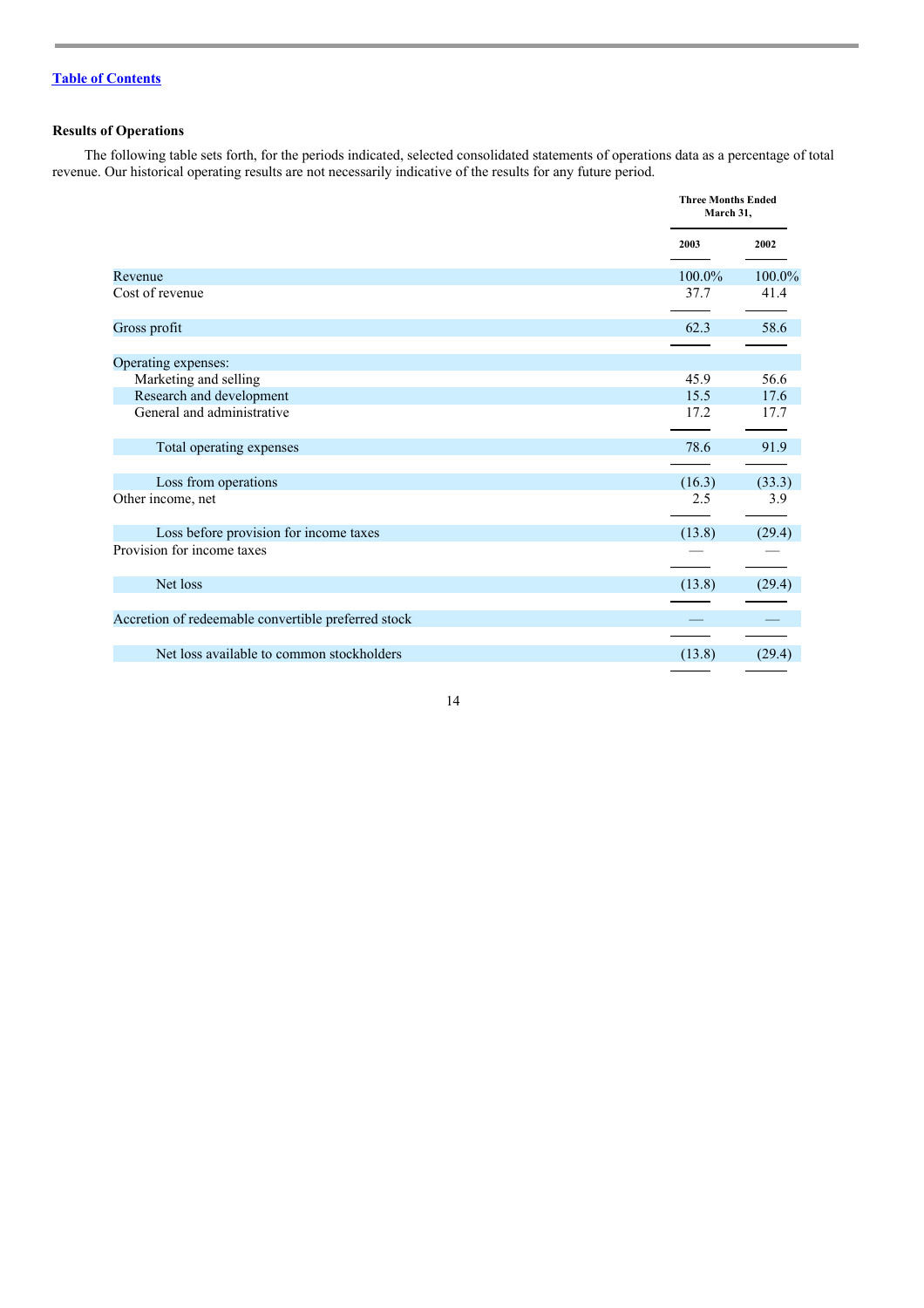[Table of Contents](#)

**Results of Operations**

The following table sets forth, for the periods indicated, selected consolidated statements of operations data as a percentage of total revenue. Our historical operating results are not necessarily indicative of the results for any future period.

| | Three Months Ended March 31, | |
|---|---|---|
| | 2003 | 2002 |
| Revenue | 100.0% | 100.0% |
| Cost of revenue | 37.7 | 41.4 |
| Gross profit | 62.3 | 58.6 |
| Operating expenses: | | |
| Marketing and selling | 45.9 | 56.6 |
| Research and development | 15.5 | 17.6 |
| General and administrative | 17.2 | 17.7 |
| Total operating expenses | 78.6 | 91.9 |
| Loss from operations | (16.3) | (33.3) |
| Other income, net | 2.5 | 3.9 |
| Loss before provision for income taxes | (13.8) | (29.4) |
| Provision for income taxes | — | — |
| Net loss | (13.8) | (29.4) |
| Accretion of redeemable convertible preferred stock | — | — |
| Net loss available to common stockholders | (13.8) | (29.4) |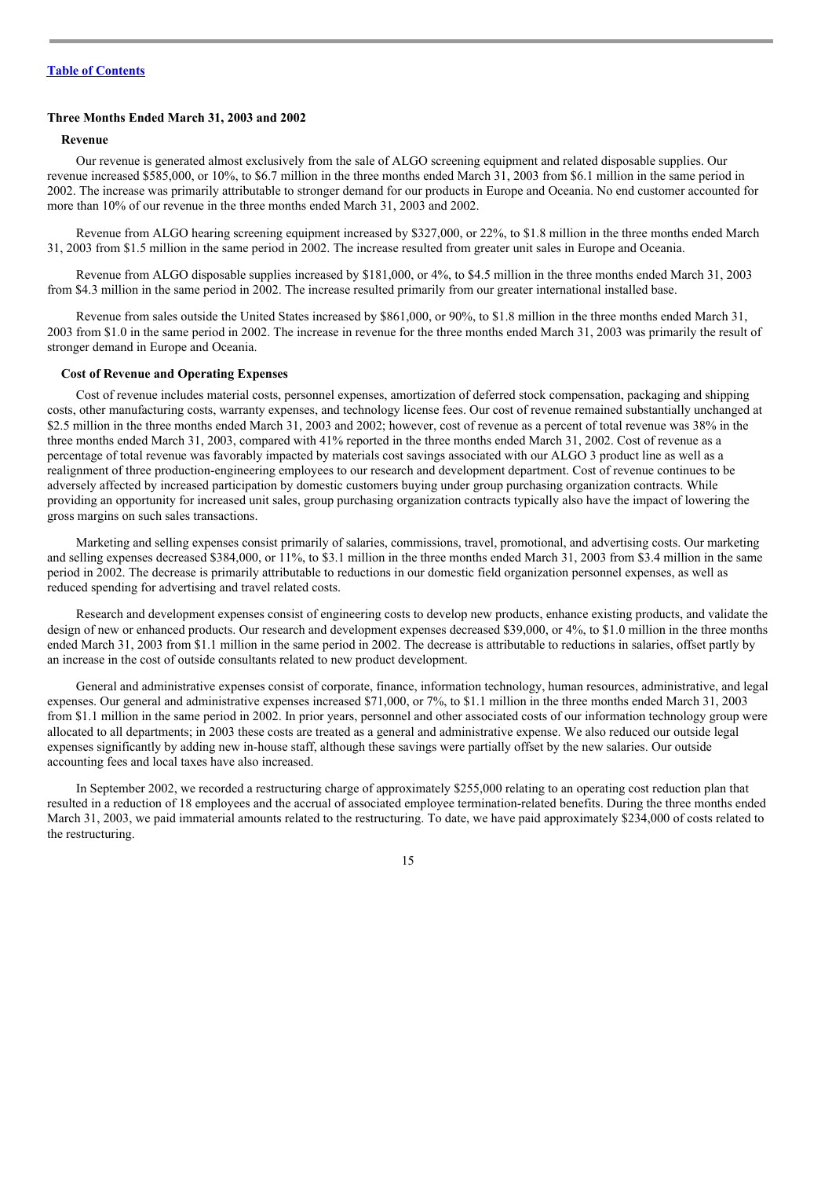[Table of Contents](#)

### Three Months Ended March 31, 2003 and 2002

#### Revenue

Our revenue is generated almost exclusively from the sale of ALGO screening equipment and related disposable supplies. Our revenue increased $585,000, or 10%, to $6.7 million in the three months ended March 31, 2003 from $6.1 million in the same period in 2002. The increase was primarily attributable to stronger demand for our products in Europe and Oceania. No end customer accounted for more than 10% of our revenue in the three months ended March 31, 2003 and 2002.

Revenue from ALGO hearing screening equipment increased by $327,000, or 22%, to $1.8 million in the three months ended March 31, 2003 from $1.5 million in the same period in 2002. The increase resulted from greater unit sales in Europe and Oceania.

Revenue from ALGO disposable supplies increased by $181,000, or 4%, to $4.5 million in the three months ended March 31, 2003 from $4.3 million in the same period in 2002. The increase resulted primarily from our greater international installed base.

Revenue from sales outside the United States increased by $861,000, or 90%, to $1.8 million in the three months ended March 31, 2003 from $1.0 in the same period in 2002. The increase in revenue for the three months ended March 31, 2003 was primarily the result of stronger demand in Europe and Oceania.

#### Cost of Revenue and Operating Expenses

Cost of revenue includes material costs, personnel expenses, amortization of deferred stock compensation, packaging and shipping costs, other manufacturing costs, warranty expenses, and technology license fees. Our cost of revenue remained substantially unchanged at $2.5 million in the three months ended March 31, 2003 and 2002; however, cost of revenue as a percent of total revenue was 38% in the three months ended March 31, 2003, compared with 41% reported in the three months ended March 31, 2002. Cost of revenue as a percentage of total revenue was favorably impacted by materials cost savings associated with our ALGO 3 product line as well as a realignment of three production-engineering employees to our research and development department. Cost of revenue continues to be adversely affected by increased participation by domestic customers buying under group purchasing organization contracts. While providing an opportunity for increased unit sales, group purchasing organization contracts typically also have the impact of lowering the gross margins on such sales transactions.

Marketing and selling expenses consist primarily of salaries, commissions, travel, promotional, and advertising costs. Our marketing and selling expenses decreased $384,000, or 11%, to $3.1 million in the three months ended March 31, 2003 from $3.4 million in the same period in 2002. The decrease is primarily attributable to reductions in our domestic field organization personnel expenses, as well as reduced spending for advertising and travel related costs.

Research and development expenses consist of engineering costs to develop new products, enhance existing products, and validate the design of new or enhanced products. Our research and development expenses decreased $39,000, or 4%, to $1.0 million in the three months ended March 31, 2003 from $1.1 million in the same period in 2002. The decrease is attributable to reductions in salaries, offset partly by an increase in the cost of outside consultants related to new product development.

General and administrative expenses consist of corporate, finance, information technology, human resources, administrative, and legal expenses. Our general and administrative expenses increased $71,000, or 7%, to $1.1 million in the three months ended March 31, 2003 from $1.1 million in the same period in 2002. In prior years, personnel and other associated costs of our information technology group were allocated to all departments; in 2003 these costs are treated as a general and administrative expense. We also reduced our outside legal expenses significantly by adding new in-house staff, although these savings were partially offset by the new salaries. Our outside accounting fees and local taxes have also increased.

In September 2002, we recorded a restructuring charge of approximately $255,000 relating to an operating cost reduction plan that resulted in a reduction of 18 employees and the accrual of associated employee termination-related benefits. During the three months ended March 31, 2003, we paid immaterial amounts related to the restructuring. To date, we have paid approximately $234,000 of costs related to the restructuring.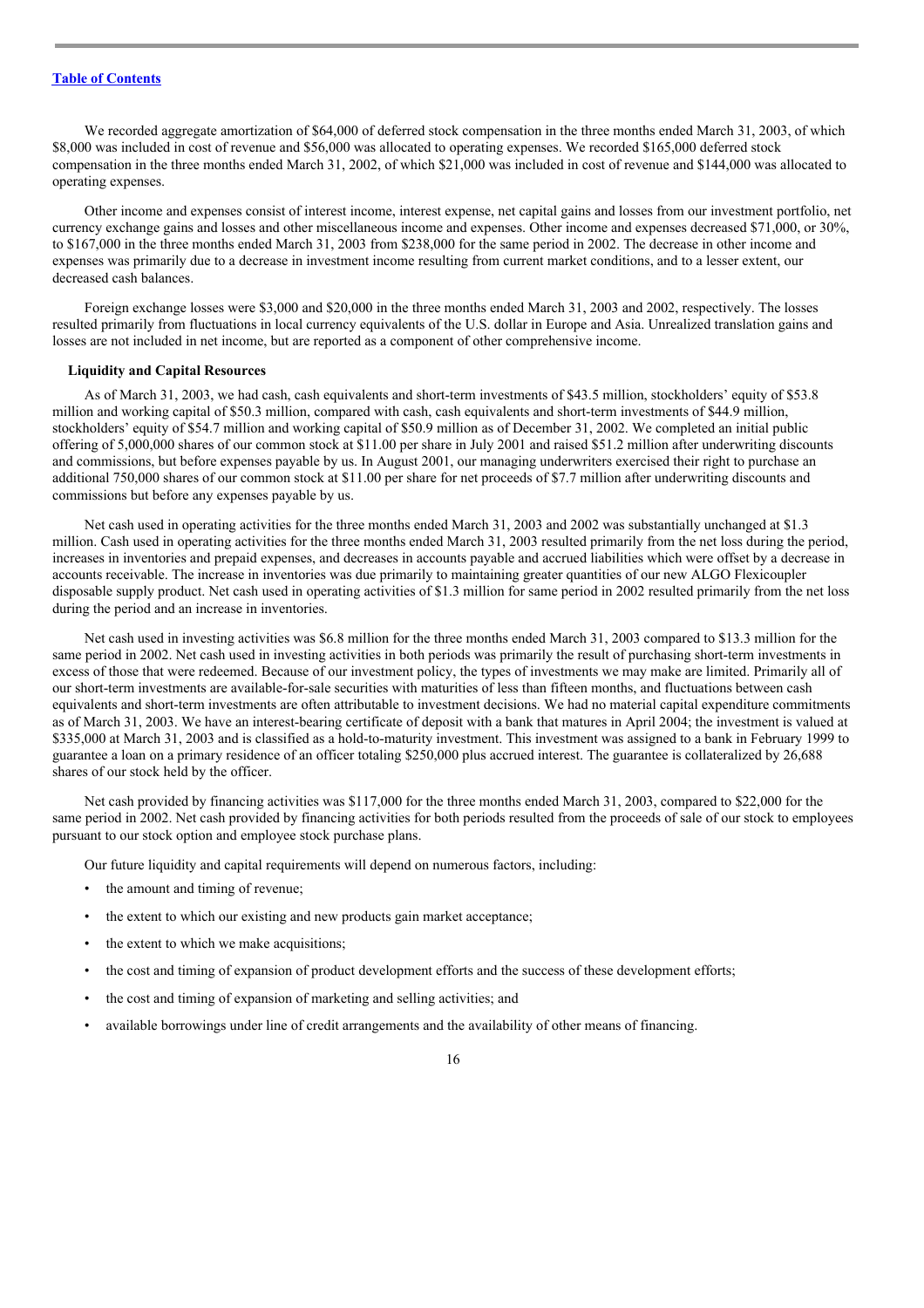We recorded aggregate amortization of $64,000 of deferred stock compensation in the three months ended March 31, 2003, of which $8,000 was included in cost of revenue and $56,000 was allocated to operating expenses. We recorded $165,000 deferred stock compensation in the three months ended March 31, 2002, of which $21,000 was included in cost of revenue and $144,000 was allocated to operating expenses.

Other income and expenses consist of interest income, interest expense, net capital gains and losses from our investment portfolio, net currency exchange gains and losses and other miscellaneous income and expenses. Other income and expenses decreased $71,000, or 30%, to $167,000 in the three months ended March 31, 2003 from $238,000 for the same period in 2002. The decrease in other income and expenses was primarily due to a decrease in investment income resulting from current market conditions, and to a lesser extent, our decreased cash balances.

Foreign exchange losses were $3,000 and $20,000 in the three months ended March 31, 2003 and 2002, respectively. The losses resulted primarily from fluctuations in local currency equivalents of the U.S. dollar in Europe and Asia. Unrealized translation gains and losses are not included in net income, but are reported as a component of other comprehensive income.

### Liquidity and Capital Resources

As of March 31, 2003, we had cash, cash equivalents and short-term investments of $43.5 million, stockholders' equity of $53.8 million and working capital of $50.3 million, compared with cash, cash equivalents and short-term investments of $44.9 million, stockholders' equity of $54.7 million and working capital of $50.9 million as of December 31, 2002. We completed an initial public offering of 5,000,000 shares of our common stock at $11.00 per share in July 2001 and raised $51.2 million after underwriting discounts and commissions, but before expenses payable by us. In August 2001, our managing underwriters exercised their right to purchase an additional 750,000 shares of our common stock at $11.00 per share for net proceeds of $7.7 million after underwriting discounts and commissions but before any expenses payable by us.

Net cash used in operating activities for the three months ended March 31, 2003 and 2002 was substantially unchanged at $1.3 million. Cash used in operating activities for the three months ended March 31, 2003 resulted primarily from the net loss during the period, increases in inventories and prepaid expenses, and decreases in accounts payable and accrued liabilities which were offset by a decrease in accounts receivable. The increase in inventories was due primarily to maintaining greater quantities of our new ALGO Flexicoupler disposable supply product. Net cash used in operating activities of $1.3 million for same period in 2002 resulted primarily from the net loss during the period and an increase in inventories.

Net cash used in investing activities was $6.8 million for the three months ended March 31, 2003 compared to $13.3 million for the same period in 2002. Net cash used in investing activities in both periods was primarily the result of purchasing short-term investments in excess of those that were redeemed. Because of our investment policy, the types of investments we may make are limited. Primarily all of our short-term investments are available-for-sale securities with maturities of less than fifteen months, and fluctuations between cash equivalents and short-term investments are often attributable to investment decisions. We had no material capital expenditure commitments as of March 31, 2003. We have an interest-bearing certificate of deposit with a bank that matures in April 2004; the investment is valued at $335,000 at March 31, 2003 and is classified as a hold-to-maturity investment. This investment was assigned to a bank in February 1999 to guarantee a loan on a primary residence of an officer totaling $250,000 plus accrued interest. The guarantee is collateralized by 26,688 shares of our stock held by the officer.

Net cash provided by financing activities was $117,000 for the three months ended March 31, 2003, compared to $22,000 for the same period in 2002. Net cash provided by financing activities for both periods resulted from the proceeds of sale of our stock to employees pursuant to our stock option and employee stock purchase plans.

Our future liquidity and capital requirements will depend on numerous factors, including:

- the amount and timing of revenue;
- the extent to which our existing and new products gain market acceptance;
- the extent to which we make acquisitions;
- the cost and timing of expansion of product development efforts and the success of these development efforts;
- the cost and timing of expansion of marketing and selling activities; and
- available borrowings under line of credit arrangements and the availability of other means of financing.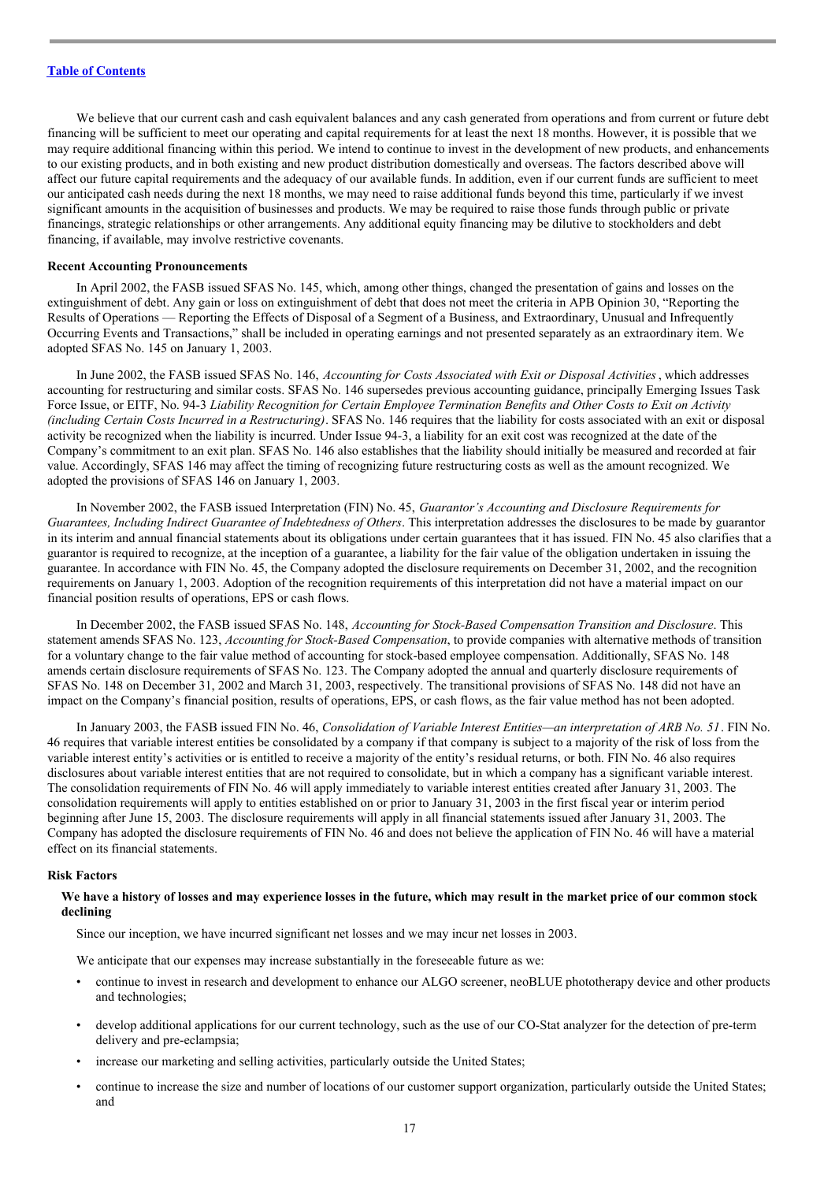We believe that our current cash and cash equivalent balances and any cash generated from operations and from current or future debt financing will be sufficient to meet our operating and capital requirements for at least the next 18 months. However, it is possible that we may require additional financing within this period. We intend to continue to invest in the development of new products, and enhancements to our existing products, and in both existing and new product distribution domestically and overseas. The factors described above will affect our future capital requirements and the adequacy of our available funds. In addition, even if our current funds are sufficient to meet our anticipated cash needs during the next 18 months, we may need to raise additional funds beyond this time, particularly if we invest significant amounts in the acquisition of businesses and products. We may be required to raise those funds through public or private financings, strategic relationships or other arrangements. Any additional equity financing may be dilutive to stockholders and debt financing, if available, may involve restrictive covenants.

**Recent Accounting Pronouncements**

In April 2002, the FASB issued SFAS No. 145, which, among other things, changed the presentation of gains and losses on the extinguishment of debt. Any gain or loss on extinguishment of debt that does not meet the criteria in APB Opinion 30, "Reporting the Results of Operations — Reporting the Effects of Disposal of a Segment of a Business, and Extraordinary, Unusual and Infrequently Occurring Events and Transactions," shall be included in operating earnings and not presented separately as an extraordinary item. We adopted SFAS No. 145 on January 1, 2003.

In June 2002, the FASB issued SFAS No. 146, *Accounting for Costs Associated with Exit or Disposal Activities*, which addresses accounting for restructuring and similar costs. SFAS No. 146 supersedes previous accounting guidance, principally Emerging Issues Task Force Issue, or EITF, No. 94-3 *Liability Recognition for Certain Employee Termination Benefits and Other Costs to Exit an Activity (including Certain Costs Incurred in a Restructuring)*. SFAS No. 146 requires that the liability for costs associated with an exit or disposal activity be recognized when the liability is incurred. Under Issue 94-3, a liability for an exit cost was recognized at the date of the Company's commitment to an exit plan. SFAS No. 146 also establishes that the liability should initially be measured and recorded at fair value. Accordingly, SFAS 146 may affect the timing of recognizing future restructuring costs as well as the amount recognized. We adopted the provisions of SFAS 146 on January 1, 2003.

In November 2002, the FASB issued Interpretation (FIN) No. 45, *Guarantor's Accounting and Disclosure Requirements for Guarantees, Including Indirect Guarantee of Indebtedness of Others*. This interpretation addresses the disclosures to be made by guarantor in its interim and annual financial statements about its obligations under certain guarantees that it has issued. FIN No. 45 also clarifies that a guarantor is required to recognize, at the inception of a guarantee, a liability for the fair value of the obligation undertaken in issuing the guarantee. In accordance with FIN No. 45, the Company adopted the disclosure requirements on December 31, 2002, and the recognition requirements on January 1, 2003. Adoption of the recognition requirements of this interpretation did not have a material impact on our financial position results of operations, EPS or cash flows.

In December 2002, the FASB issued SFAS No. 148, *Accounting for Stock-Based Compensation Transition and Disclosure*. This statement amends SFAS No. 123, *Accounting for Stock-Based Compensation*, to provide companies with alternative methods of transition for a voluntary change to the fair value method of accounting for stock-based employee compensation. Additionally, SFAS No. 148 amends certain disclosure requirements of SFAS No. 123. The Company adopted the annual and quarterly disclosure requirements of SFAS No. 148 on December 31, 2002 and March 31, 2003, respectively. The transitional provisions of SFAS No. 148 did not have an impact on the Company's financial position, results of operations, EPS, or cash flows, as the fair value method has not been adopted.

In January 2003, the FASB issued FIN No. 46, *Consolidation of Variable Interest Entities—an interpretation of ARB No. 51*. FIN No. 46 requires that variable interest entities be consolidated by a company if that company is subject to a majority of the risk of loss from the variable interest entity's activities or is entitled to receive a majority of the entity's residual returns, or both. FIN No. 46 also requires disclosures about variable interest entities that are not required to consolidate, but in which a company has a significant variable interest. The consolidation requirements of FIN No. 46 will apply immediately to variable interest entities created after January 31, 2003. The consolidation requirements will apply to entities established on or prior to January 31, 2003 in the first fiscal year or interim period beginning after June 15, 2003. The disclosure requirements will apply in all financial statements issued after January 31, 2003. The Company has adopted the disclosure requirements of FIN No. 46 and does not believe the application of FIN No. 46 will have a material effect on its financial statements.

**Risk Factors**

**We have a history of losses and may experience losses in the future, which may result in the market price of our common stock declining**

Since our inception, we have incurred significant net losses and we may incur net losses in 2003.

We anticipate that our expenses may increase substantially in the foreseeable future as we:

- continue to invest in research and development to enhance our ALGO screener, neoBLUE phototherapy device and other products and technologies;
- develop additional applications for our current technology, such as the use of our CO-Stat analyzer for the detection of pre-term delivery and pre-eclampsia;
- increase our marketing and selling activities, particularly outside the United States;
- continue to increase the size and number of locations of our customer support organization, particularly outside the United States; and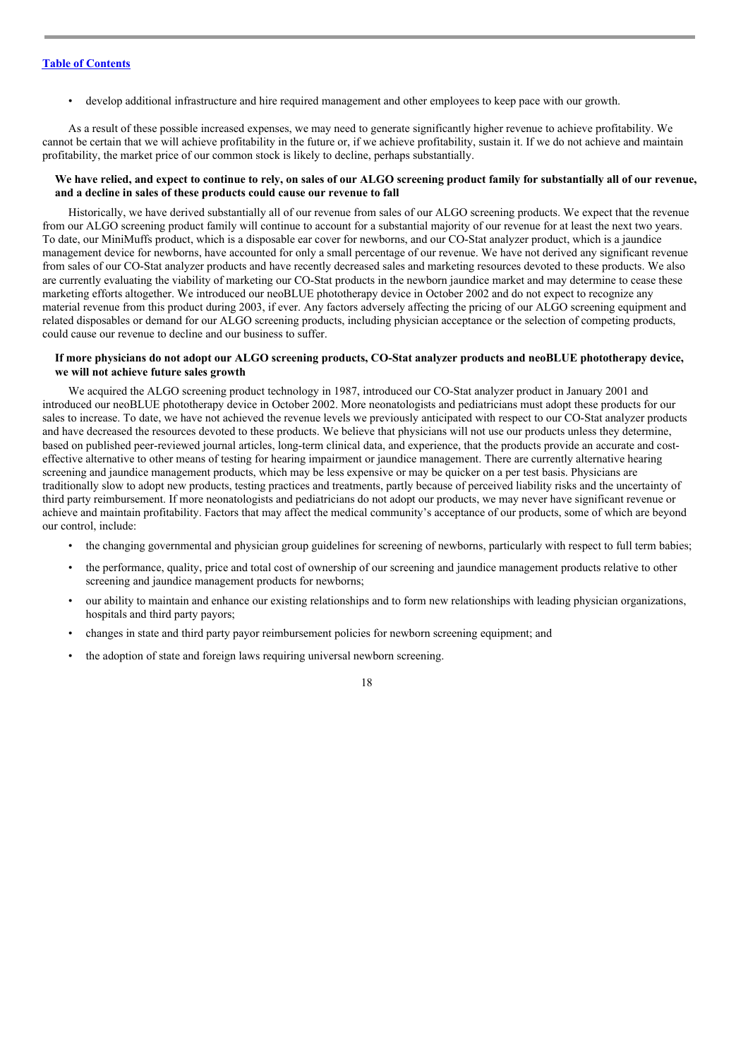- develop additional infrastructure and hire required management and other employees to keep pace with our growth.

As a result of these possible increased expenses, we may need to generate significantly higher revenue to achieve profitability. We cannot be certain that we will achieve profitability in the future or, if we achieve profitability, sustain it. If we do not achieve and maintain profitability, the market price of our common stock is likely to decline, perhaps substantially.

**We have relied, and expect to continue to rely, on sales of our ALGO screening product family for substantially all of our revenue, and a decline in sales of these products could cause our revenue to fall**

Historically, we have derived substantially all of our revenue from sales of our ALGO screening products. We expect that the revenue from our ALGO screening product family will continue to account for a substantial majority of our revenue for at least the next two years. To date, our MiniMuffs product, which is a disposable ear cover for newborns, and our CO-Stat analyzer product, which is a jaundice management device for newborns, have accounted for only a small percentage of our revenue. We have not derived any significant revenue from sales of our CO-Stat analyzer products and have recently decreased sales and marketing resources devoted to these products. We also are currently evaluating the viability of marketing our CO-Stat products in the newborn jaundice market and may determine to cease these marketing efforts altogether. We introduced our neoBLUE phototherapy device in October 2002 and do not expect to recognize any material revenue from this product during 2003, if ever. Any factors adversely affecting the pricing of our ALGO screening equipment and related disposables or demand for our ALGO screening products, including physician acceptance or the selection of competing products, could cause our revenue to decline and our business to suffer.

**If more physicians do not adopt our ALGO screening products, CO-Stat analyzer products and neoBLUE phototherapy device, we will not achieve future sales growth**

We acquired the ALGO screening product technology in 1987, introduced our CO-Stat analyzer product in January 2001 and introduced our neoBLUE phototherapy device in October 2002. More neonatologists and pediatricians must adopt these products for our sales to increase. To date, we have not achieved the revenue levels we previously anticipated with respect to our CO-Stat analyzer products and have decreased the resources devoted to these products. We believe that physicians will not use our products unless they determine, based on published peer-reviewed journal articles, long-term clinical data, and experience, that the products provide an accurate and cost-effective alternative to other means of testing for hearing impairment or jaundice management. There are currently alternative hearing screening and jaundice management products, which may be less expensive or may be quicker on a per test basis. Physicians are traditionally slow to adopt new products, testing practices and treatments, partly because of perceived liability risks and the uncertainty of third party reimbursement. If more neonatologists and pediatricians do not adopt our products, we may never have significant revenue or achieve and maintain profitability. Factors that may affect the medical community's acceptance of our products, some of which are beyond our control, include:

- the changing governmental and physician group guidelines for screening of newborns, particularly with respect to full term babies;
- the performance, quality, price and total cost of ownership of our screening and jaundice management products relative to other screening and jaundice management products for newborns;
- our ability to maintain and enhance our existing relationships and to form new relationships with leading physician organizations, hospitals and third party payors;
- changes in state and third party payor reimbursement policies for newborn screening equipment; and
- the adoption of state and foreign laws requiring universal newborn screening.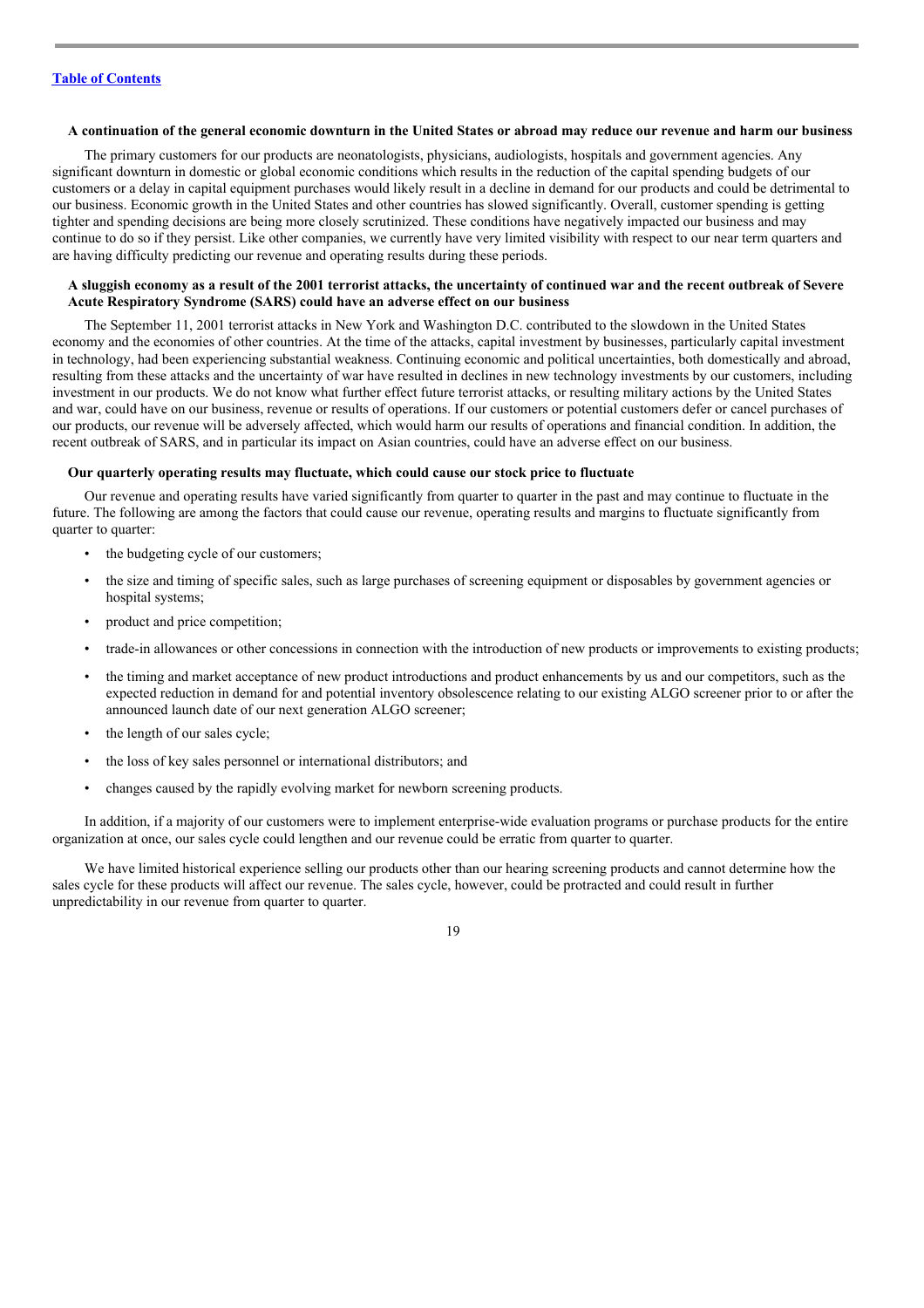**A continuation of the general economic downturn in the United States or abroad may reduce our revenue and harm our business**

The primary customers for our products are neonatologists, physicians, audiologists, hospitals and government agencies. Any significant downturn in domestic or global economic conditions which results in the reduction of the capital spending budgets of our customers or a delay in capital equipment purchases would likely result in a decline in demand for our products and could be detrimental to our business. Economic growth in the United States and other countries has slowed significantly. Overall, customer spending is getting tighter and spending decisions are being more closely scrutinized. These conditions have negatively impacted our business and may continue to do so if they persist. Like other companies, we currently have very limited visibility with respect to our near term quarters and are having difficulty predicting our revenue and operating results during these periods.

**A sluggish economy as a result of the 2001 terrorist attacks, the uncertainty of continued war and the recent outbreak of Severe Acute Respiratory Syndrome (SARS) could have an adverse effect on our business**

The September 11, 2001 terrorist attacks in New York and Washington D.C. contributed to the slowdown in the United States economy and the economies of other countries. At the time of the attacks, capital investment by businesses, particularly capital investment in technology, had been experiencing substantial weakness. Continuing economic and political uncertainties, both domestically and abroad, resulting from these attacks and the uncertainty of war have resulted in declines in new technology investments by our customers, including investment in our products. We do not know what further effect future terrorist attacks, or resulting military actions by the United States and war, could have on our business, revenue or results of operations. If our customers or potential customers defer or cancel purchases of our products, our revenue will be adversely affected, which would harm our results of operations and financial condition. In addition, the recent outbreak of SARS, and in particular its impact on Asian countries, could have an adverse effect on our business.

**Our quarterly operating results may fluctuate, which could cause our stock price to fluctuate**

Our revenue and operating results have varied significantly from quarter to quarter in the past and may continue to fluctuate in the future. The following are among the factors that could cause our revenue, operating results and margins to fluctuate significantly from quarter to quarter:

- the budgeting cycle of our customers;
- the size and timing of specific sales, such as large purchases of screening equipment or disposables by government agencies or hospital systems;
- product and price competition;
- trade-in allowances or other concessions in connection with the introduction of new products or improvements to existing products;
- the timing and market acceptance of new product introductions and product enhancements by us and our competitors, such as the expected reduction in demand for and potential inventory obsolescence relating to our existing ALGO screener prior to or after the announced launch date of our next generation ALGO screener;
- the length of our sales cycle;
- the loss of key sales personnel or international distributors; and
- changes caused by the rapidly evolving market for newborn screening products.

In addition, if a majority of our customers were to implement enterprise-wide evaluation programs or purchase products for the entire organization at once, our sales cycle could lengthen and our revenue could be erratic from quarter to quarter.

We have limited historical experience selling our products other than our hearing screening products and cannot determine how the sales cycle for these products will affect our revenue. The sales cycle, however, could be protracted and could result in further unpredictability in our revenue from quarter to quarter.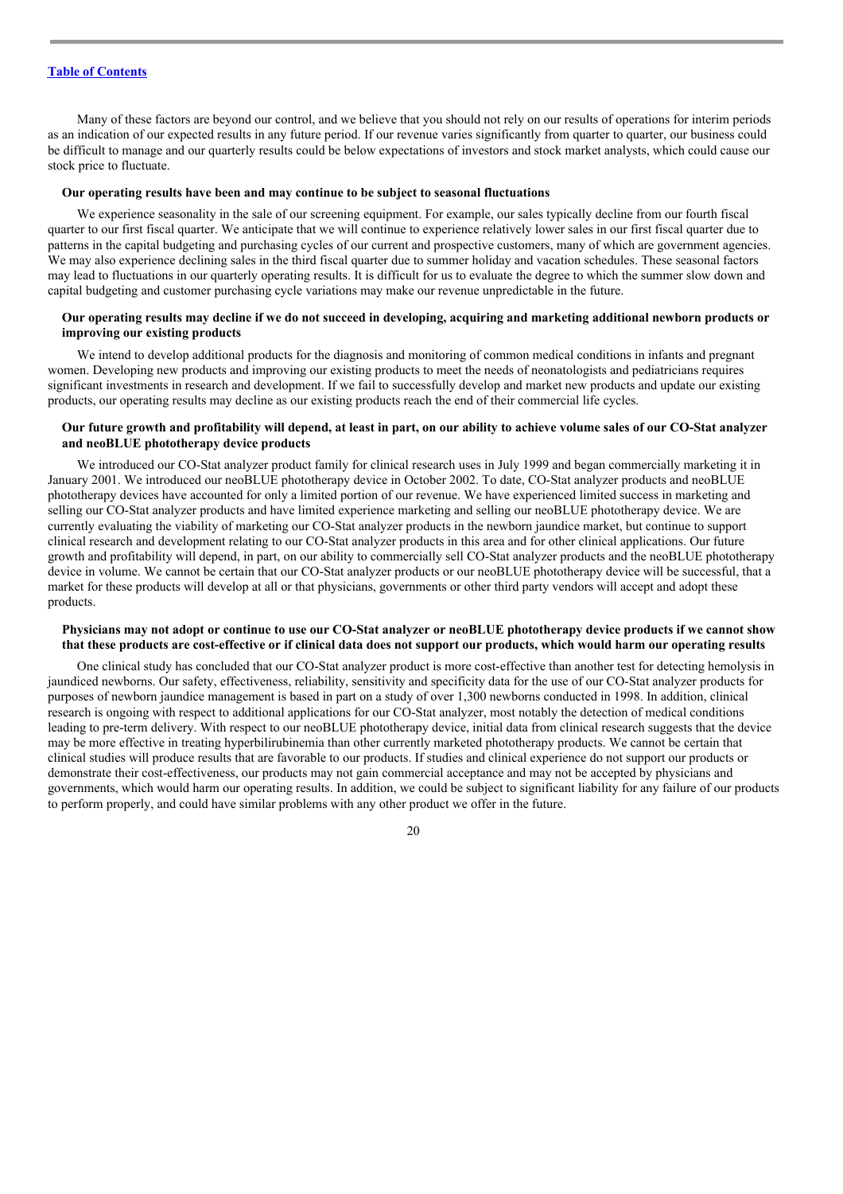Many of these factors are beyond our control, and we believe that you should not rely on our results of operations for interim periods as an indication of our expected results in any future period. If our revenue varies significantly from quarter to quarter, our business could be difficult to manage and our quarterly results could be below expectations of investors and stock market analysts, which could cause our stock price to fluctuate.

**Our operating results have been and may continue to be subject to seasonal fluctuations**

We experience seasonality in the sale of our screening equipment. For example, our sales typically decline from our fourth fiscal quarter to our first fiscal quarter. We anticipate that we will continue to experience relatively lower sales in our first fiscal quarter due to patterns in the capital budgeting and purchasing cycles of our current and prospective customers, many of which are government agencies. We may also experience declining sales in the third fiscal quarter due to summer holiday and vacation schedules. These seasonal factors may lead to fluctuations in our quarterly operating results. It is difficult for us to evaluate the degree to which the summer slow down and capital budgeting and customer purchasing cycle variations may make our revenue unpredictable in the future.

**Our operating results may decline if we do not succeed in developing, acquiring and marketing additional newborn products or improving our existing products**

We intend to develop additional products for the diagnosis and monitoring of common medical conditions in infants and pregnant women. Developing new products and improving our existing products to meet the needs of neonatologists and pediatricians requires significant investments in research and development. If we fail to successfully develop and market new products and update our existing products, our operating results may decline as our existing products reach the end of their commercial life cycles.

**Our future growth and profitability will depend, at least in part, on our ability to achieve volume sales of our CO-Stat analyzer and neoBLUE phototherapy device products**

We introduced our CO-Stat analyzer product family for clinical research uses in July 1999 and began commercially marketing it in January 2001. We introduced our neoBLUE phototherapy device in October 2002. To date, CO-Stat analyzer products and neoBLUE phototherapy devices have accounted for only a limited portion of our revenue. We have experienced limited success in marketing and selling our CO-Stat analyzer products and have limited experience marketing and selling our neoBLUE phototherapy device. We are currently evaluating the viability of marketing our CO-Stat analyzer products in the newborn jaundice market, but continue to support clinical research and development relating to our CO-Stat analyzer products in this area and for other clinical applications. Our future growth and profitability will depend, in part, on our ability to commercially sell CO-Stat analyzer products and the neoBLUE phototherapy device in volume. We cannot be certain that our CO-Stat analyzer products or our neoBLUE phototherapy device will be successful, that a market for these products will develop at all or that physicians, governments or other third party vendors will accept and adopt these products.

**Physicians may not adopt or continue to use our CO-Stat analyzer or neoBLUE phototherapy device products if we cannot show that these products are cost-effective or if clinical data does not support our products, which would harm our operating results**

One clinical study has concluded that our CO-Stat analyzer product is more cost-effective than another test for detecting hemolysis in jaundiced newborns. Our safety, effectiveness, reliability, sensitivity and specificity data for the use of our CO-Stat analyzer products for purposes of newborn jaundice management is based in part on a study of over 1,300 newborns conducted in 1998. In addition, clinical research is ongoing with respect to additional applications for our CO-Stat analyzer, most notably the detection of medical conditions leading to pre-term delivery. With respect to our neoBLUE phototherapy device, initial data from clinical research suggests that the device may be more effective in treating hyperbilirubinemia than other currently marketed phototherapy products. We cannot be certain that clinical studies will produce results that are favorable to our products. If studies and clinical experience do not support our products or demonstrate their cost-effectiveness, our products may not gain commercial acceptance and may not be accepted by physicians and governments, which would harm our operating results. In addition, we could be subject to significant liability for any failure of our products to perform properly, and could have similar problems with any other product we offer in the future.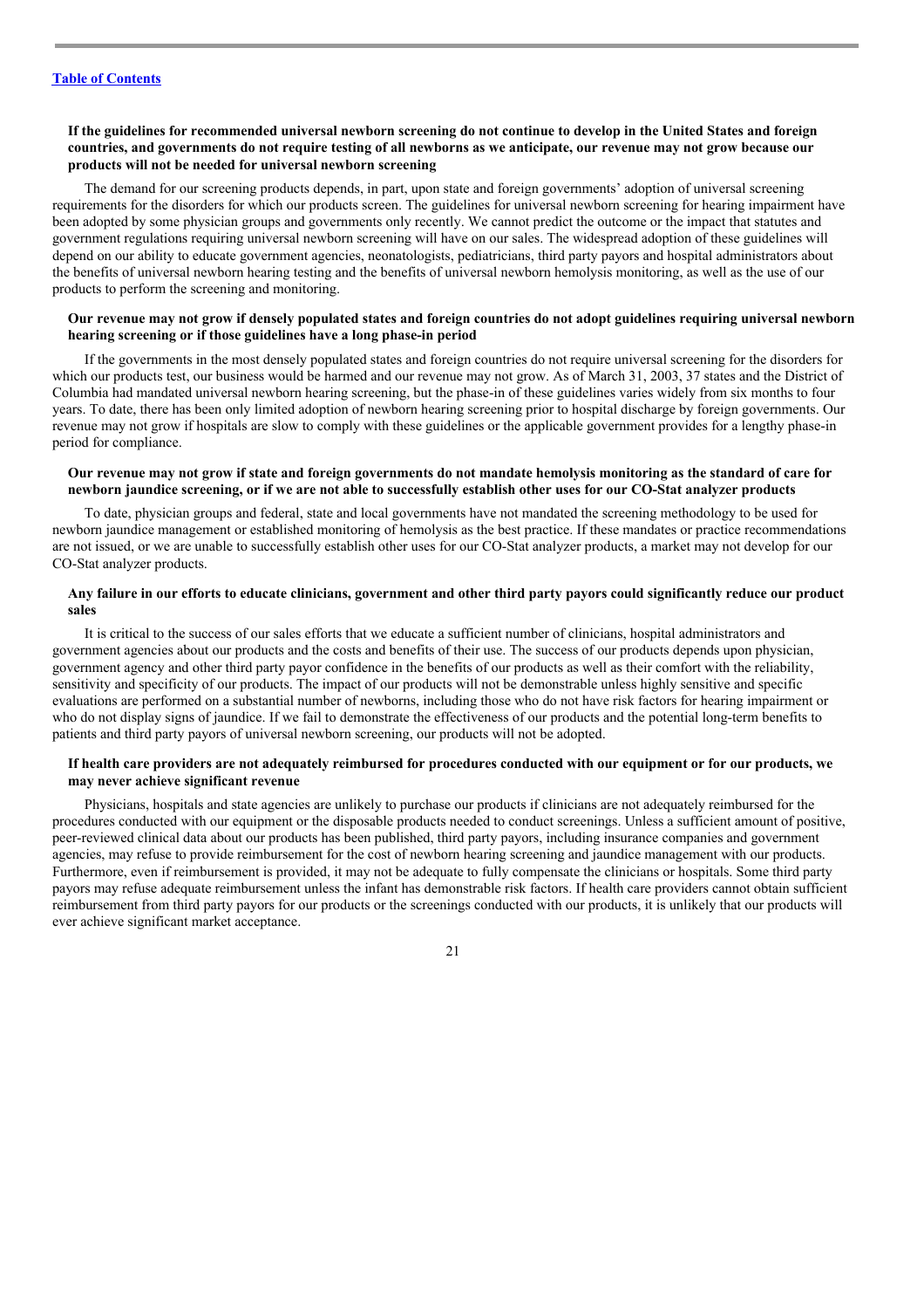**If the guidelines for recommended universal newborn screening do not continue to develop in the United States and foreign countries, and governments do not require testing of all newborns as we anticipate, our revenue may not grow because our products will not be needed for universal newborn screening**

The demand for our screening products depends, in part, upon state and foreign governments' adoption of universal screening requirements for the disorders for which our products screen. The guidelines for universal newborn screening for hearing impairment have been adopted by some physician groups and governments only recently. We cannot predict the outcome or the impact that statutes and government regulations requiring universal newborn screening will have on our sales. The widespread adoption of these guidelines will depend on our ability to educate government agencies, neonatologists, pediatricians, third party payors and hospital administrators about the benefits of universal newborn hearing testing and the benefits of universal newborn hemolysis monitoring, as well as the use of our products to perform the screening and monitoring.

**Our revenue may not grow if densely populated states and foreign countries do not adopt guidelines requiring universal newborn hearing screening or if those guidelines have a long phase-in period**

If the governments in the most densely populated states and foreign countries do not require universal screening for the disorders for which our products test, our business would be harmed and our revenue may not grow. As of March 31, 2003, 37 states and the District of Columbia had mandated universal newborn hearing screening, but the phase-in of these guidelines varies widely from six months to four years. To date, there has been only limited adoption of newborn hearing screening prior to hospital discharge by foreign governments. Our revenue may not grow if hospitals are slow to comply with these guidelines or the applicable government provides for a lengthy phase-in period for compliance.

**Our revenue may not grow if state and foreign governments do not mandate hemolysis monitoring as the standard of care for newborn jaundice screening, or if we are not able to successfully establish other uses for our CO-Stat analyzer products**

To date, physician groups and federal, state and local governments have not mandated the screening methodology to be used for newborn jaundice management or established monitoring of hemolysis as the best practice. If these mandates or practice recommendations are not issued, or we are unable to successfully establish other uses for our CO-Stat analyzer products, a market may not develop for our CO-Stat analyzer products.

**Any failure in our efforts to educate clinicians, government and other third party payors could significantly reduce our product sales**

It is critical to the success of our sales efforts that we educate a sufficient number of clinicians, hospital administrators and government agencies about our products and the costs and benefits of their use. The success of our products depends upon physician, government agency and other third party payor confidence in the benefits of our products as well as their comfort with the reliability, sensitivity and specificity of our products. The impact of our products will not be demonstrable unless highly sensitive and specific evaluations are performed on a substantial number of newborns, including those who do not have risk factors for hearing impairment or who do not display signs of jaundice. If we fail to demonstrate the effectiveness of our products and the potential long-term benefits to patients and third party payors of universal newborn screening, our products will not be adopted.

**If health care providers are not adequately reimbursed for procedures conducted with our equipment or for our products, we may never achieve significant revenue**

Physicians, hospitals and state agencies are unlikely to purchase our products if clinicians are not adequately reimbursed for the procedures conducted with our equipment or the disposable products needed to conduct screenings. Unless a sufficient amount of positive, peer-reviewed clinical data about our products has been published, third party payors, including insurance companies and government agencies, may refuse to provide reimbursement for the cost of newborn hearing screening and jaundice management with our products. Furthermore, even if reimbursement is provided, it may not be adequate to fully compensate the clinicians or hospitals. Some third party payors may refuse adequate reimbursement unless the infant has demonstrable risk factors. If health care providers cannot obtain sufficient reimbursement from third party payors for our products or the screenings conducted with our products, it is unlikely that our products will ever achieve significant market acceptance.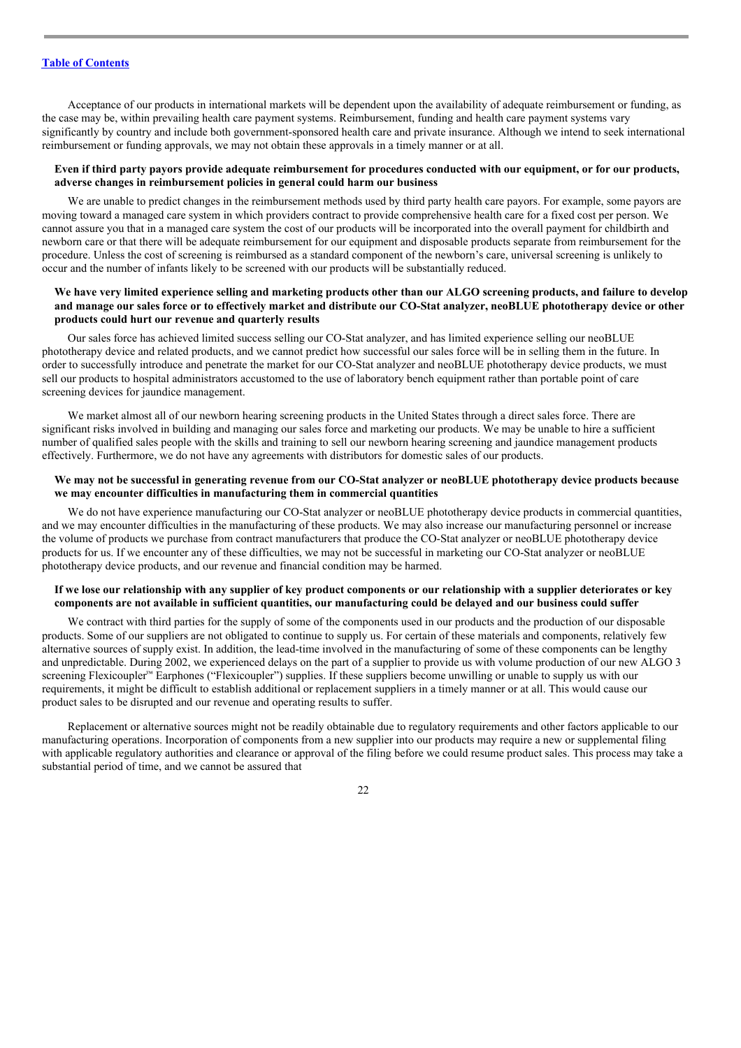Acceptance of our products in international markets will be dependent upon the availability of adequate reimbursement or funding, as the case may be, within prevailing health care payment systems. Reimbursement, funding and health care payment systems vary significantly by country and include both government-sponsored health care and private insurance. Although we intend to seek international reimbursement or funding approvals, we may not obtain these approvals in a timely manner or at all.

**Even if third party payors provide adequate reimbursement for procedures conducted with our equipment, or for our products, adverse changes in reimbursement policies in general could harm our business**

We are unable to predict changes in the reimbursement methods used by third party health care payors. For example, some payors are moving toward a managed care system in which providers contract to provide comprehensive health care for a fixed cost per person. We cannot assure you that in a managed care system the cost of our products will be incorporated into the overall payment for childbirth and newborn care or that there will be adequate reimbursement for our equipment and disposable products separate from reimbursement for the procedure. Unless the cost of screening is reimbursed as a standard component of the newborn's care, universal screening is unlikely to occur and the number of infants likely to be screened with our products will be substantially reduced.

**We have very limited experience selling and marketing products other than our ALGO screening products, and failure to develop and manage our sales force or to effectively market and distribute our CO-Stat analyzer, neoBLUE phototherapy device or other products could hurt our revenue and quarterly results**

Our sales force has achieved limited success selling our CO-Stat analyzer, and has limited experience selling our neoBLUE phototherapy device and related products, and we cannot predict how successful our sales force will be in selling them in the future. In order to successfully introduce and penetrate the market for our CO-Stat analyzer and neoBLUE phototherapy device products, we must sell our products to hospital administrators accustomed to the use of laboratory bench equipment rather than portable point of care screening devices for jaundice management.

We market almost all of our newborn hearing screening products in the United States through a direct sales force. There are significant risks involved in building and managing our sales force and marketing our products. We may be unable to hire a sufficient number of qualified sales people with the skills and training to sell our newborn hearing screening and jaundice management products effectively. Furthermore, we do not have any agreements with distributors for domestic sales of our products.

**We may not be successful in generating revenue from our CO-Stat analyzer or neoBLUE phototherapy device products because we may encounter difficulties in manufacturing them in commercial quantities**

We do not have experience manufacturing our CO-Stat analyzer or neoBLUE phototherapy device products in commercial quantities, and we may encounter difficulties in the manufacturing of these products. We may also increase our manufacturing personnel or increase the volume of products we purchase from contract manufacturers that produce the CO-Stat analyzer or neoBLUE phototherapy device products for us. If we encounter any of these difficulties, we may not be successful in marketing our CO-Stat analyzer or neoBLUE phototherapy device products, and our revenue and financial condition may be harmed.

**If we lose our relationship with any supplier of key product components or our relationship with a supplier deteriorates or key components are not available in sufficient quantities, our manufacturing could be delayed and our business could suffer**

We contract with third parties for the supply of some of the components used in our products and the production of our disposable products. Some of our suppliers are not obligated to continue to supply us. For certain of these materials and components, relatively few alternative sources of supply exist. In addition, the lead-time involved in the manufacturing of some of these components can be lengthy and unpredictable. During 2002, we experienced delays on the part of a supplier to provide us with volume production of our new ALGO 3 screening Flexicoupler™ Earphones ("Flexicoupler") supplies. If these suppliers become unwilling or unable to supply us with our requirements, it might be difficult to establish additional or replacement suppliers in a timely manner or at all. This would cause our product sales to be disrupted and our revenue and operating results to suffer.

Replacement or alternative sources might not be readily obtainable due to regulatory requirements and other factors applicable to our manufacturing operations. Incorporation of components from a new supplier into our products may require a new or supplemental filing with applicable regulatory authorities and clearance or approval of the filing before we could resume product sales. This process may take a substantial period of time, and we cannot be assured that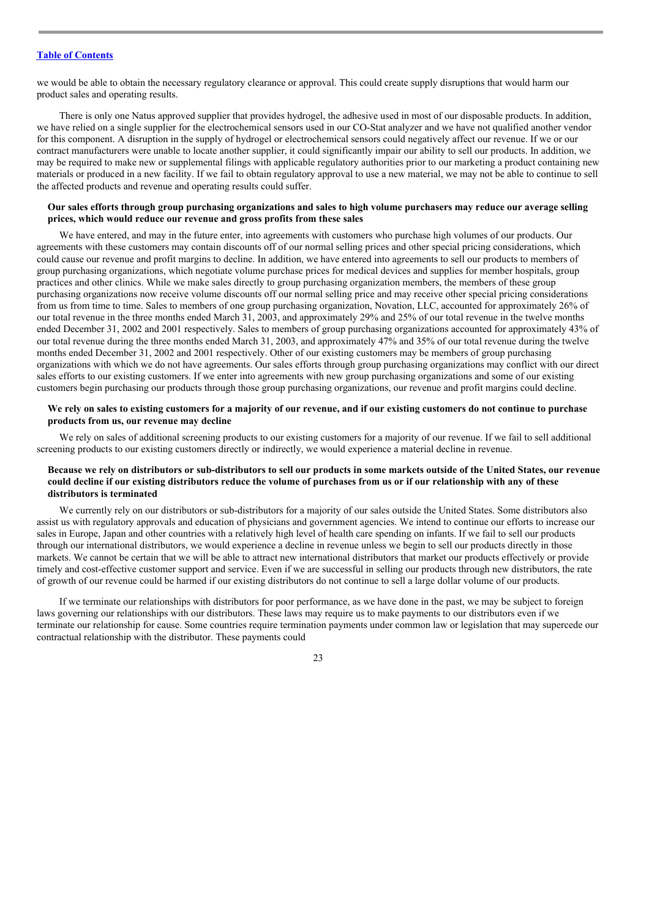we would be able to obtain the necessary regulatory clearance or approval. This could create supply disruptions that would harm our product sales and operating results.

There is only one Natus approved supplier that provides hydrogel, the adhesive used in most of our disposable products. In addition, we have relied on a single supplier for the electrochemical sensors used in our CO-Stat analyzer and we have not qualified another vendor for this component. A disruption in the supply of hydrogel or electrochemical sensors could negatively affect our revenue. If we or our contract manufacturers were unable to locate another supplier, it could significantly impair our ability to sell our products. In addition, we may be required to make new or supplemental filings with applicable regulatory authorities prior to our marketing a product containing new materials or produced in a new facility. If we fail to obtain regulatory approval to use a new material, we may not be able to continue to sell the affected products and revenue and operating results could suffer.

**Our sales efforts through group purchasing organizations and sales to high volume purchasers may reduce our average selling prices, which would reduce our revenue and gross profits from these sales**

We have entered, and may in the future enter, into agreements with customers who purchase high volumes of our products. Our agreements with these customers may contain discounts off of our normal selling prices and other special pricing considerations, which could cause our revenue and profit margins to decline. In addition, we have entered into agreements to sell our products to members of group purchasing organizations, which negotiate volume purchase prices for medical devices and supplies for member hospitals, group practices and other clinics. While we make sales directly to group purchasing organization members, the members of these group purchasing organizations now receive volume discounts off our normal selling price and may receive other special pricing considerations from us from time to time. Sales to members of one group purchasing organization, Novation, LLC, accounted for approximately 26% of our total revenue in the three months ended March 31, 2003, and approximately 29% and 25% of our total revenue in the twelve months ended December 31, 2002 and 2001 respectively. Sales to members of group purchasing organizations accounted for approximately 43% of our total revenue during the three months ended March 31, 2003, and approximately 47% and 35% of our total revenue during the twelve months ended December 31, 2002 and 2001 respectively. Other of our existing customers may be members of group purchasing organizations with which we do not have agreements. Our sales efforts through group purchasing organizations may conflict with our direct sales efforts to our existing customers. If we enter into agreements with new group purchasing organizations and some of our existing customers begin purchasing our products through those group purchasing organizations, our revenue and profit margins could decline.

**We rely on sales to existing customers for a majority of our revenue, and if our existing customers do not continue to purchase products from us, our revenue may decline**

We rely on sales of additional screening products to our existing customers for a majority of our revenue. If we fail to sell additional screening products to our existing customers directly or indirectly, we would experience a material decline in revenue.

**Because we rely on distributors or sub-distributors to sell our products in some markets outside of the United States, our revenue could decline if our existing distributors reduce the volume of purchases from us or if our relationship with any of these distributors is terminated**

We currently rely on our distributors or sub-distributors for a majority of our sales outside the United States. Some distributors also assist us with regulatory approvals and education of physicians and government agencies. We intend to continue our efforts to increase our sales in Europe, Japan and other countries with a relatively high level of health care spending on infants. If we fail to sell our products through our international distributors, we would experience a decline in revenue unless we begin to sell our products directly in those markets. We cannot be certain that we will be able to attract new international distributors that market our products effectively or provide timely and cost-effective customer support and service. Even if we are successful in selling our products through new distributors, the rate of growth of our revenue could be harmed if our existing distributors do not continue to sell a large dollar volume of our products.

If we terminate our relationships with distributors for poor performance, as we have done in the past, we may be subject to foreign laws governing our relationships with our distributors. These laws may require us to make payments to our distributors even if we terminate our relationship for cause. Some countries require termination payments under common law or legislation that may supercede our contractual relationship with the distributor. These payments could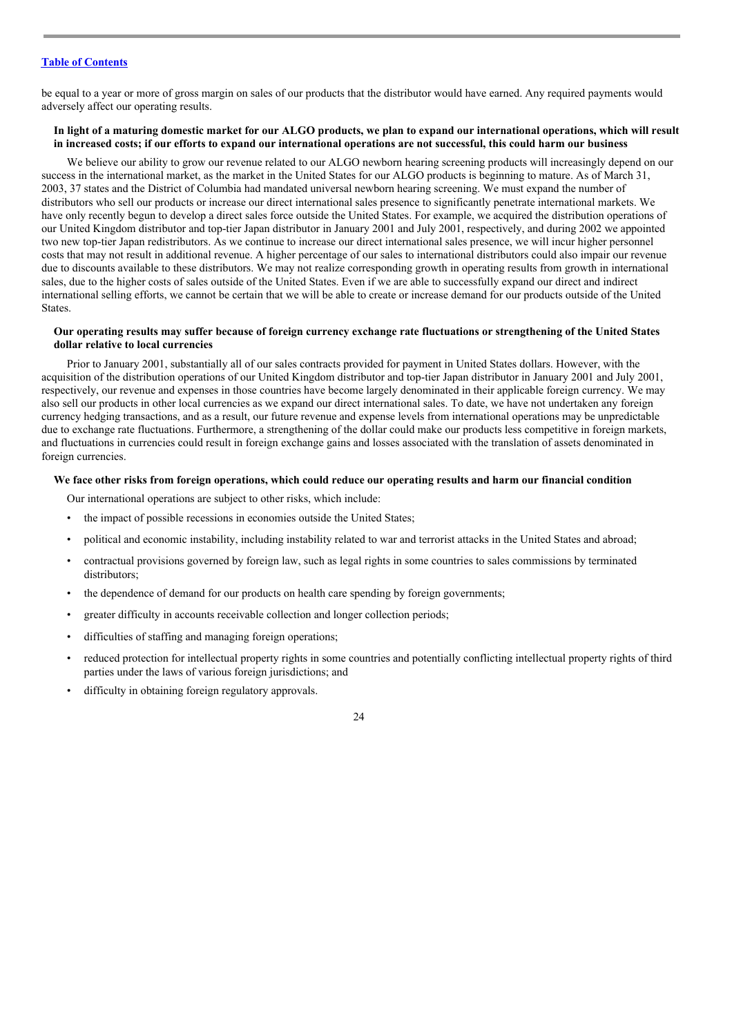be equal to a year or more of gross margin on sales of our products that the distributor would have earned. Any required payments would adversely affect our operating results.

**In light of a maturing domestic market for our ALGO products, we plan to expand our international operations, which will result in increased costs; if our efforts to expand our international operations are not successful, this could harm our business**

We believe our ability to grow our revenue related to our ALGO newborn hearing screening products will increasingly depend on our success in the international market, as the market in the United States for our ALGO products is beginning to mature. As of March 31, 2003, 37 states and the District of Columbia had mandated universal newborn hearing screening. We must expand the number of distributors who sell our products or increase our direct international sales presence to significantly penetrate international markets. We have only recently begun to develop a direct sales force outside the United States. For example, we acquired the distribution operations of our United Kingdom distributor and top-tier Japan distributor in January 2001 and July 2001, respectively, and during 2002 we appointed two new top-tier Japan redistributors. As we continue to increase our direct international sales presence, we will incur higher personnel costs that may not result in additional revenue. A higher percentage of our sales to international distributors could also impair our revenue due to discounts available to these distributors. We may not realize corresponding growth in operating results from growth in international sales, due to the higher costs of sales outside of the United States. Even if we are able to successfully expand our direct and indirect international selling efforts, we cannot be certain that we will be able to create or increase demand for our products outside of the United States.

**Our operating results may suffer because of foreign currency exchange rate fluctuations or strengthening of the United States dollar relative to local currencies**

Prior to January 2001, substantially all of our sales contracts provided for payment in United States dollars. However, with the acquisition of the distribution operations of our United Kingdom distributor and top-tier Japan distributor in January 2001 and July 2001, respectively, our revenue and expenses in those countries have become largely denominated in their applicable foreign currency. We may also sell our products in other local currencies as we expand our direct international sales. To date, we have not undertaken any foreign currency hedging transactions, and as a result, our future revenue and expense levels from international operations may be unpredictable due to exchange rate fluctuations. Furthermore, a strengthening of the dollar could make our products less competitive in foreign markets, and fluctuations in currencies could result in foreign exchange gains and losses associated with the translation of assets denominated in foreign currencies.

**We face other risks from foreign operations, which could reduce our operating results and harm our financial condition**

Our international operations are subject to other risks, which include:

- the impact of possible recessions in economies outside the United States;
- political and economic instability, including instability related to war and terrorist attacks in the United States and abroad;
- contractual provisions governed by foreign law, such as legal rights in some countries to sales commissions by terminated distributors;
- the dependence of demand for our products on health care spending by foreign governments;
- greater difficulty in accounts receivable collection and longer collection periods;
- difficulties of staffing and managing foreign operations;
- reduced protection for intellectual property rights in some countries and potentially conflicting intellectual property rights of third parties under the laws of various foreign jurisdictions; and
- difficulty in obtaining foreign regulatory approvals.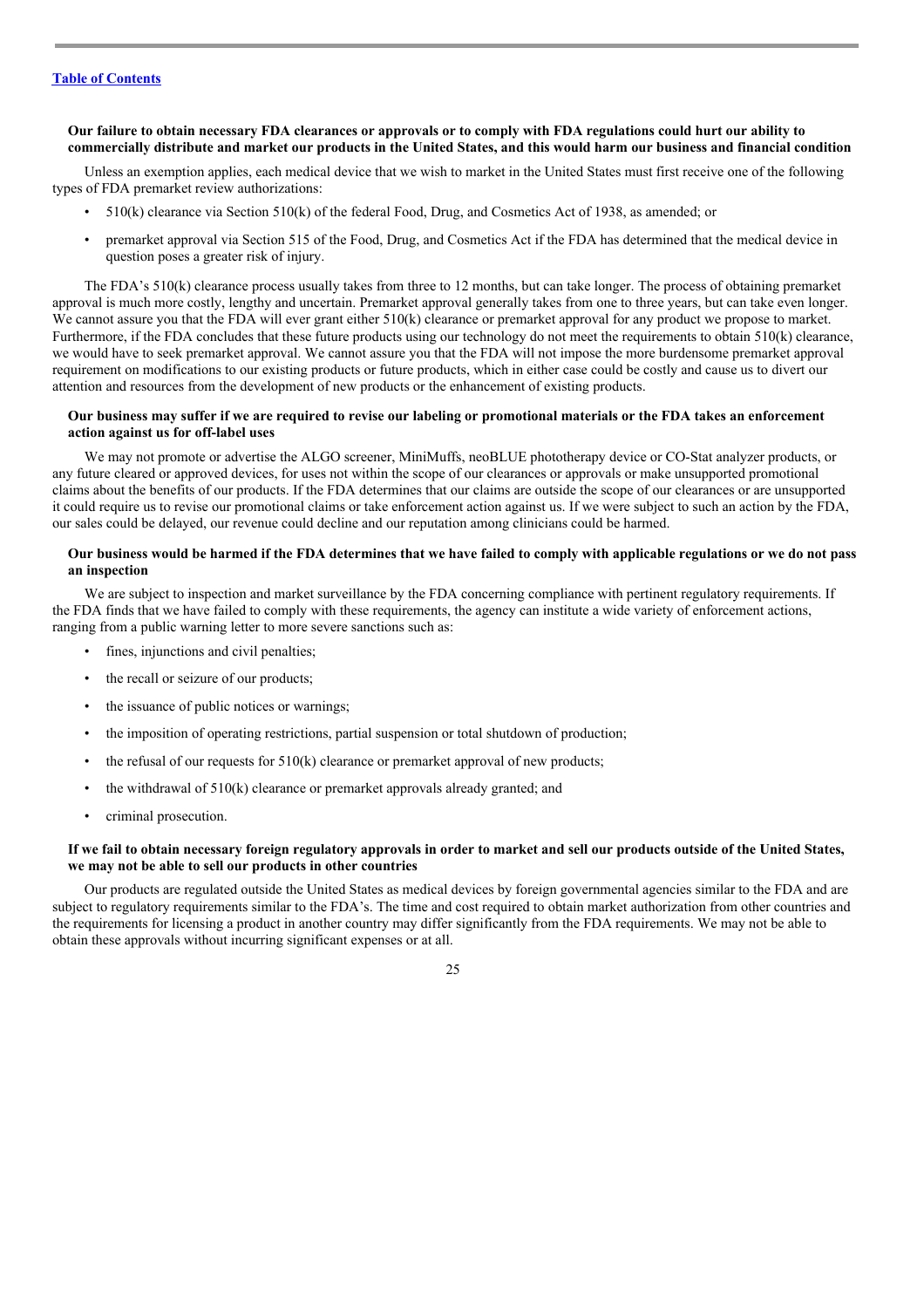**Our failure to obtain necessary FDA clearances or approvals or to comply with FDA regulations could hurt our ability to commercially distribute and market our products in the United States, and this would harm our business and financial condition**

Unless an exemption applies, each medical device that we wish to market in the United States must first receive one of the following types of FDA premarket review authorizations:

- 510(k) clearance via Section 510(k) of the federal Food, Drug, and Cosmetics Act of 1938, as amended; or
- premarket approval via Section 515 of the Food, Drug, and Cosmetics Act if the FDA has determined that the medical device in question poses a greater risk of injury.

The FDA's 510(k) clearance process usually takes from three to 12 months, but can take longer. The process of obtaining premarket approval is much more costly, lengthy and uncertain. Premarket approval generally takes from one to three years, but can take even longer. We cannot assure you that the FDA will ever grant either 510(k) clearance or premarket approval for any product we propose to market. Furthermore, if the FDA concludes that these future products using our technology do not meet the requirements to obtain 510(k) clearance, we would have to seek premarket approval. We cannot assure you that the FDA will not impose the more burdensome premarket approval requirement on modifications to our existing products or future products, which in either case could be costly and cause us to divert our attention and resources from the development of new products or the enhancement of existing products.

**Our business may suffer if we are required to revise our labeling or promotional materials or the FDA takes an enforcement action against us for off-label uses**

We may not promote or advertise the ALGO screener, MiniMuffs, neoBLUE phototherapy device or CO-Stat analyzer products, or any future cleared or approved devices, for uses not within the scope of our clearances or approvals or make unsupported promotional claims about the benefits of our products. If the FDA determines that our claims are outside the scope of our clearances or are unsupported it could require us to revise our promotional claims or take enforcement action against us. If we were subject to such an action by the FDA, our sales could be delayed, our revenue could decline and our reputation among clinicians could be harmed.

**Our business would be harmed if the FDA determines that we have failed to comply with applicable regulations or we do not pass an inspection**

We are subject to inspection and market surveillance by the FDA concerning compliance with pertinent regulatory requirements. If the FDA finds that we have failed to comply with these requirements, the agency can institute a wide variety of enforcement actions, ranging from a public warning letter to more severe sanctions such as:

- fines, injunctions and civil penalties;
- the recall or seizure of our products;
- the issuance of public notices or warnings;
- the imposition of operating restrictions, partial suspension or total shutdown of production;
- the refusal of our requests for 510(k) clearance or premarket approval of new products;
- the withdrawal of 510(k) clearance or premarket approvals already granted; and
- criminal prosecution.

**If we fail to obtain necessary foreign regulatory approvals in order to market and sell our products outside of the United States, we may not be able to sell our products in other countries**

Our products are regulated outside the United States as medical devices by foreign governmental agencies similar to the FDA and are subject to regulatory requirements similar to the FDA's. The time and cost required to obtain market authorization from other countries and the requirements for licensing a product in another country may differ significantly from the FDA requirements. We may not be able to obtain these approvals without incurring significant expenses or at all.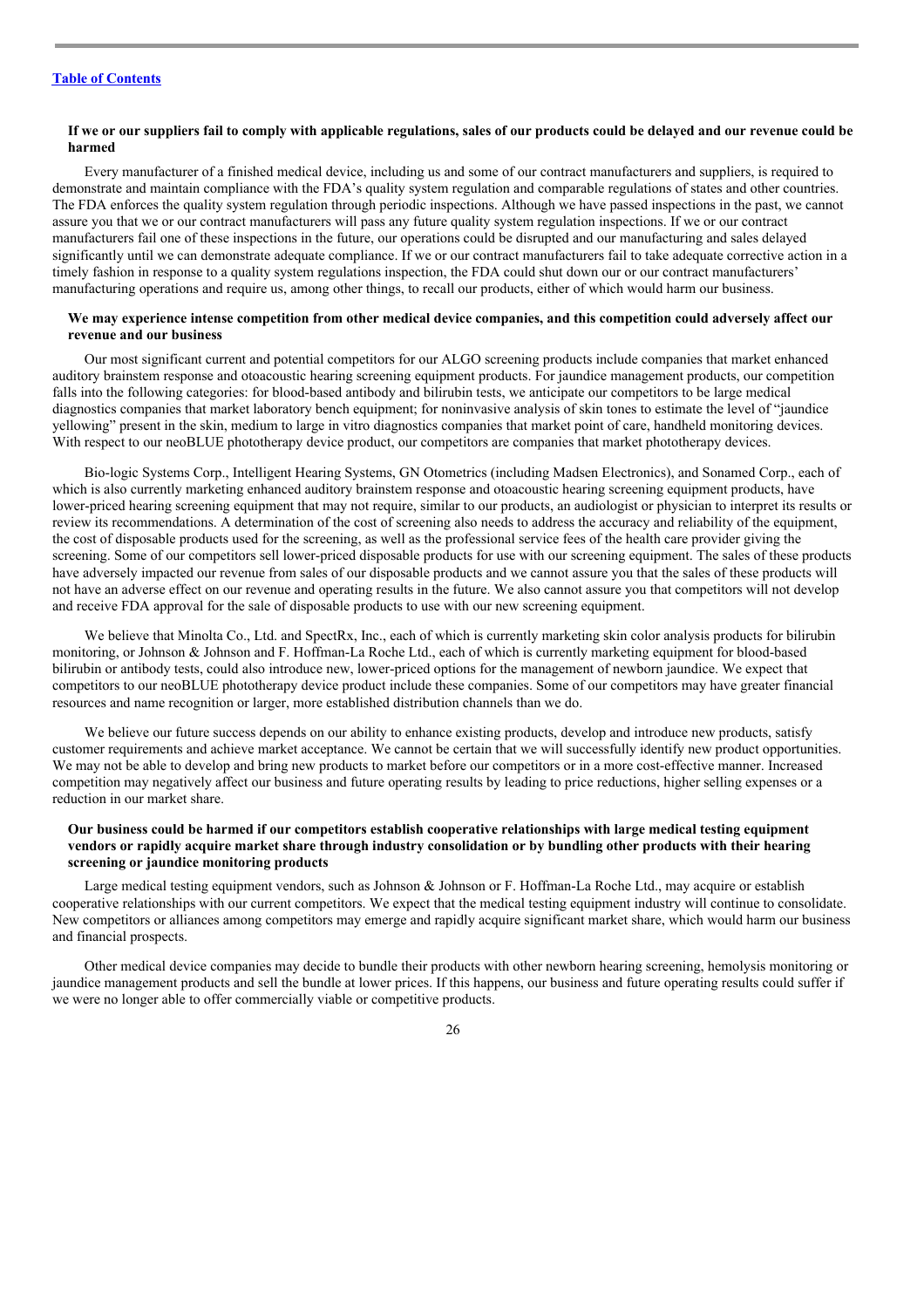[Table of Contents](#)

**If we or our suppliers fail to comply with applicable regulations, sales of our products could be delayed and our revenue could be harmed**

Every manufacturer of a finished medical device, including us and some of our contract manufacturers and suppliers, is required to demonstrate and maintain compliance with the FDA's quality system regulation and comparable regulations of states and other countries. The FDA enforces the quality system regulation through periodic inspections. Although we have passed inspections in the past, we cannot assure you that we or our contract manufacturers will pass any future quality system regulation inspections. If we or our contract manufacturers fail one of these inspections in the future, our operations could be disrupted and our manufacturing and sales delayed significantly until we can demonstrate adequate compliance. If we or our contract manufacturers fail to take adequate corrective action in a timely fashion in response to a quality system regulations inspection, the FDA could shut down our or our contract manufacturers' manufacturing operations and require us, among other things, to recall our products, either of which would harm our business.

**We may experience intense competition from other medical device companies, and this competition could adversely affect our revenue and our business**

Our most significant current and potential competitors for our ALGO screening products include companies that market enhanced auditory brainstem response and otoacoustic hearing screening equipment products. For jaundice management products, our competition falls into the following categories: for blood-based antibody and bilirubin tests, we anticipate our competitors to be large medical diagnostics companies that market laboratory bench equipment; for noninvasive analysis of skin tones to estimate the level of "jaundice yellowing" present in the skin, medium to large in vitro diagnostics companies that market point of care, handheld monitoring devices. With respect to our neoBLUE phototherapy device product, our competitors are companies that market phototherapy devices.

Bio-logic Systems Corp., Intelligent Hearing Systems, GN Otometrics (including Madsen Electronics), and Sonamed Corp., each of which is also currently marketing enhanced auditory brainstem response and otoacoustic hearing screening equipment products, have lower-priced hearing screening equipment that may not require, similar to our products, an audiologist or physician to interpret its results or review its recommendations. A determination of the cost of screening also needs to address the accuracy and reliability of the equipment, the cost of disposable products used for the screening, as well as the professional service fees of the health care provider giving the screening. Some of our competitors sell lower-priced disposable products for use with our screening equipment. The sales of these products have adversely impacted our revenue from sales of our disposable products and we cannot assure you that the sales of these products will not have an adverse effect on our revenue and operating results in the future. We also cannot assure you that competitors will not develop and receive FDA approval for the sale of disposable products to use with our new screening equipment.

We believe that Minolta Co., Ltd. and SpectRx, Inc., each of which is currently marketing skin color analysis products for bilirubin monitoring, or Johnson & Johnson and F. Hoffman-La Roche Ltd., each of which is currently marketing equipment for blood-based bilirubin or antibody tests, could also introduce new, lower-priced options for the management of newborn jaundice. We expect that competitors to our neoBLUE phototherapy device product include these companies. Some of our competitors may have greater financial resources and name recognition or larger, more established distribution channels than we do.

We believe our future success depends on our ability to enhance existing products, develop and introduce new products, satisfy customer requirements and achieve market acceptance. We cannot be certain that we will successfully identify new product opportunities. We may not be able to develop and bring new products to market before our competitors or in a more cost-effective manner. Increased competition may negatively affect our business and future operating results by leading to price reductions, higher selling expenses or a reduction in our market share.

**Our business could be harmed if our competitors establish cooperative relationships with large medical testing equipment vendors or rapidly acquire market share through industry consolidation or by bundling other products with their hearing screening or jaundice monitoring products**

Large medical testing equipment vendors, such as Johnson & Johnson or F. Hoffman-La Roche Ltd., may acquire or establish cooperative relationships with our current competitors. We expect that the medical testing equipment industry will continue to consolidate. New competitors or alliances among competitors may emerge and rapidly acquire significant market share, which would harm our business and financial prospects.

Other medical device companies may decide to bundle their products with other newborn hearing screening, hemolysis monitoring or jaundice management products and sell the bundle at lower prices. If this happens, our business and future operating results could suffer if we were no longer able to offer commercially viable or competitive products.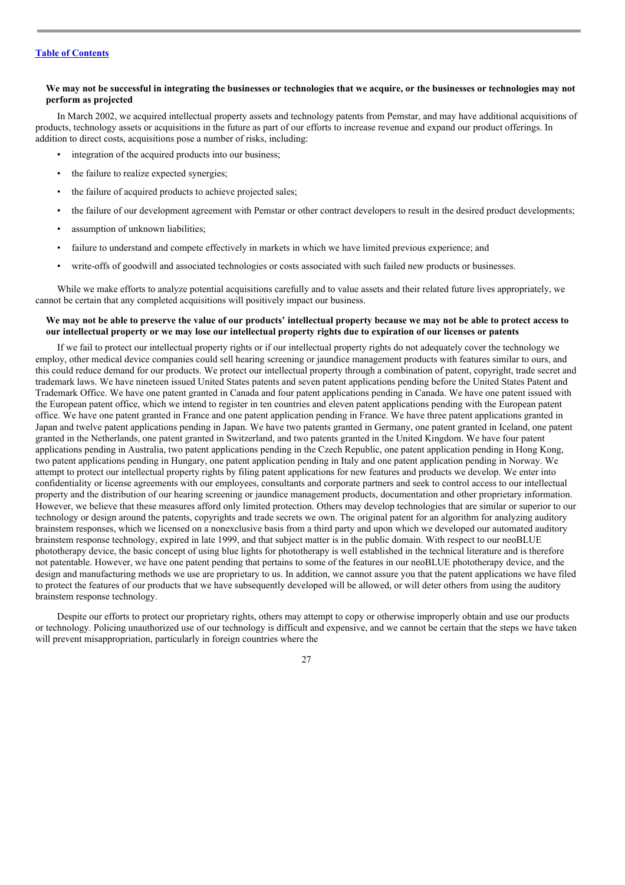**We may not be successful in integrating the businesses or technologies that we acquire, or the businesses or technologies may not perform as projected**

In March 2002, we acquired intellectual property assets and technology patents from Pemstar, and may have additional acquisitions of products, technology assets or acquisitions in the future as part of our efforts to increase revenue and expand our product offerings. In addition to direct costs, acquisitions pose a number of risks, including:

- integration of the acquired products into our business;
- the failure to realize expected synergies;
- the failure of acquired products to achieve projected sales;
- the failure of our development agreement with Pemstar or other contract developers to result in the desired product developments;
- assumption of unknown liabilities;
- failure to understand and compete effectively in markets in which we have limited previous experience; and
- write-offs of goodwill and associated technologies or costs associated with such failed new products or businesses.

While we make efforts to analyze potential acquisitions carefully and to value assets and their related future lives appropriately, we cannot be certain that any completed acquisitions will positively impact our business.

**We may not be able to preserve the value of our products' intellectual property because we may not be able to protect access to our intellectual property or we may lose our intellectual property rights due to expiration of our licenses or patents**

If we fail to protect our intellectual property rights or if our intellectual property rights do not adequately cover the technology we employ, other medical device companies could sell hearing screening or jaundice management products with features similar to ours, and this could reduce demand for our products. We protect our intellectual property through a combination of patent, copyright, trade secret and trademark laws. We have nineteen issued United States patents and seven patent applications pending before the United States Patent and Trademark Office. We have one patent granted in Canada and four patent applications pending in Canada. We have one patent issued with the European patent office, which we intend to register in ten countries and eleven patent applications pending with the European patent office. We have one patent granted in France and one patent application pending in France. We have three patent applications granted in Japan and twelve patent applications pending in Japan. We have two patents granted in Germany, one patent granted in Iceland, one patent granted in the Netherlands, one patent granted in Switzerland, and two patents granted in the United Kingdom. We have four patent applications pending in Australia, two patent applications pending in the Czech Republic, one patent application pending in Hong Kong, two patent applications pending in Hungary, one patent application pending in Italy and one patent application pending in Norway. We attempt to protect our intellectual property rights by filing patent applications for new features and products we develop. We enter into confidentiality or license agreements with our employees, consultants and corporate partners and seek to control access to our intellectual property and the distribution of our hearing screening or jaundice management products, documentation and other proprietary information. However, we believe that these measures afford only limited protection. Others may develop technologies that are similar or superior to our technology or design around the patents, copyrights and trade secrets we own. The original patent for an algorithm for analyzing auditory brainstem responses, which we licensed on a nonexclusive basis from a third party and upon which we developed our automated auditory brainstem response technology, expired in late 1999, and that subject matter is in the public domain. With respect to our neoBLUE phototherapy device, the basic concept of using blue lights for phototherapy is well established in the technical literature and is therefore not patentable. However, we have one patent pending that pertains to some of the features in our neoBLUE phototherapy device, and the design and manufacturing methods we use are proprietary to us. In addition, we cannot assure you that the patent applications we have filed to protect the features of our products that we have subsequently developed will be allowed, or will deter others from using the auditory brainstem response technology.

Despite our efforts to protect our proprietary rights, others may attempt to copy or otherwise improperly obtain and use our products or technology. Policing unauthorized use of our technology is difficult and expensive, and we cannot be certain that the steps we have taken will prevent misappropriation, particularly in foreign countries where the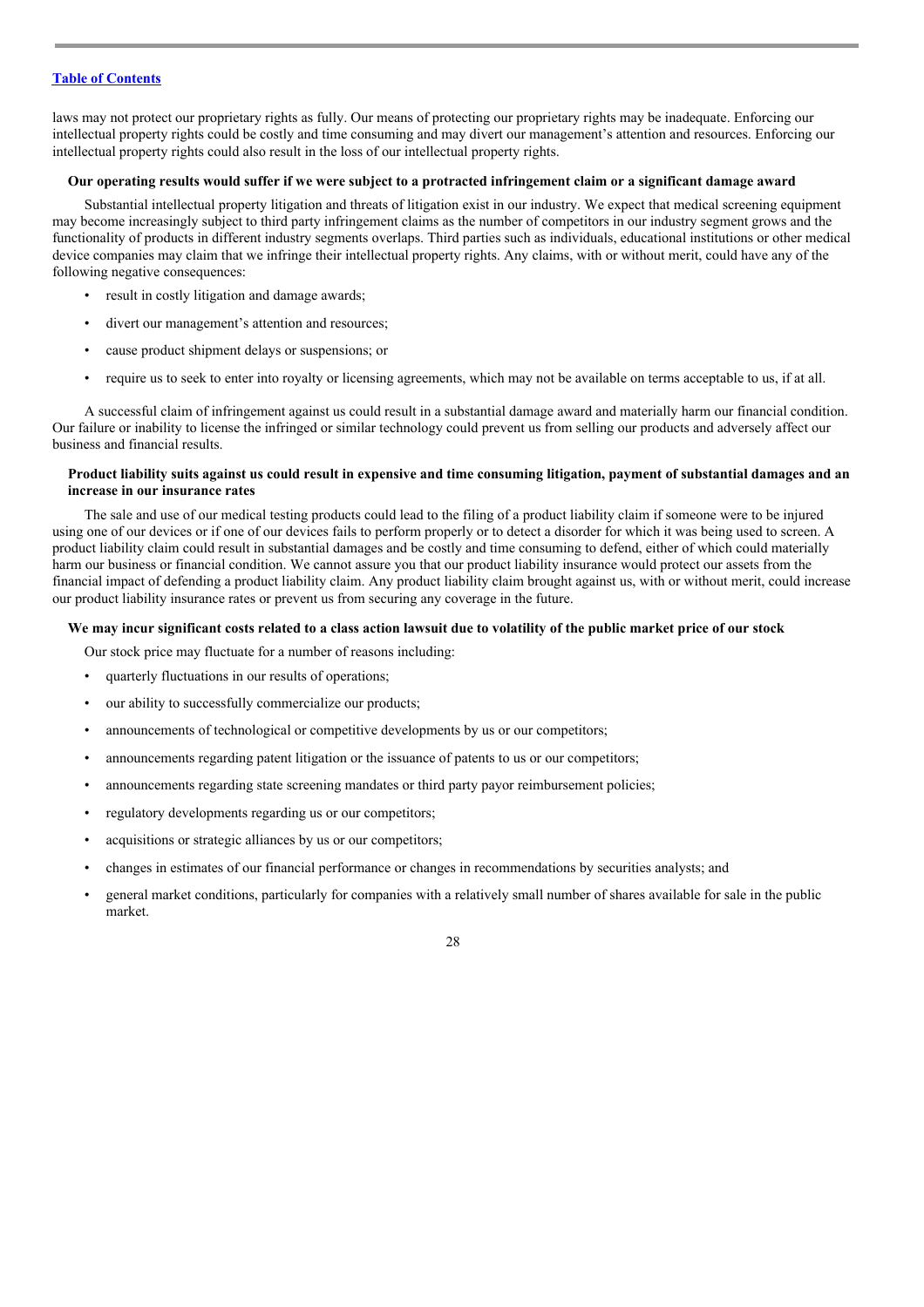laws may not protect our proprietary rights as fully. Our means of protecting our proprietary rights may be inadequate. Enforcing our intellectual property rights could be costly and time consuming and may divert our management's attention and resources. Enforcing our intellectual property rights could also result in the loss of our intellectual property rights.

**Our operating results would suffer if we were subject to a protracted infringement claim or a significant damage award**

Substantial intellectual property litigation and threats of litigation exist in our industry. We expect that medical screening equipment may become increasingly subject to third party infringement claims as the number of competitors in our industry segment grows and the functionality of products in different industry segments overlaps. Third parties such as individuals, educational institutions or other medical device companies may claim that we infringe their intellectual property rights. Any claims, with or without merit, could have any of the following negative consequences:

- result in costly litigation and damage awards;
- divert our management's attention and resources;
- cause product shipment delays or suspensions; or
- require us to seek to enter into royalty or licensing agreements, which may not be available on terms acceptable to us, if at all.

A successful claim of infringement against us could result in a substantial damage award and materially harm our financial condition. Our failure or inability to license the infringed or similar technology could prevent us from selling our products and adversely affect our business and financial results.

**Product liability suits against us could result in expensive and time consuming litigation, payment of substantial damages and an increase in our insurance rates**

The sale and use of our medical testing products could lead to the filing of a product liability claim if someone were to be injured using one of our devices or if one of our devices fails to perform properly or to detect a disorder for which it was being used to screen. A product liability claim could result in substantial damages and be costly and time consuming to defend, either of which could materially harm our business or financial condition. We cannot assure you that our product liability insurance would protect our assets from the financial impact of defending a product liability claim. Any product liability claim brought against us, with or without merit, could increase our product liability insurance rates or prevent us from securing any coverage in the future.

**We may incur significant costs related to a class action lawsuit due to volatility of the public market price of our stock**

Our stock price may fluctuate for a number of reasons including:

- quarterly fluctuations in our results of operations;
- our ability to successfully commercialize our products;
- announcements of technological or competitive developments by us or our competitors;
- announcements regarding patent litigation or the issuance of patents to us or our competitors;
- announcements regarding state screening mandates or third party payor reimbursement policies;
- regulatory developments regarding us or our competitors;
- acquisitions or strategic alliances by us or our competitors;
- changes in estimates of our financial performance or changes in recommendations by securities analysts; and
- general market conditions, particularly for companies with a relatively small number of shares available for sale in the public market.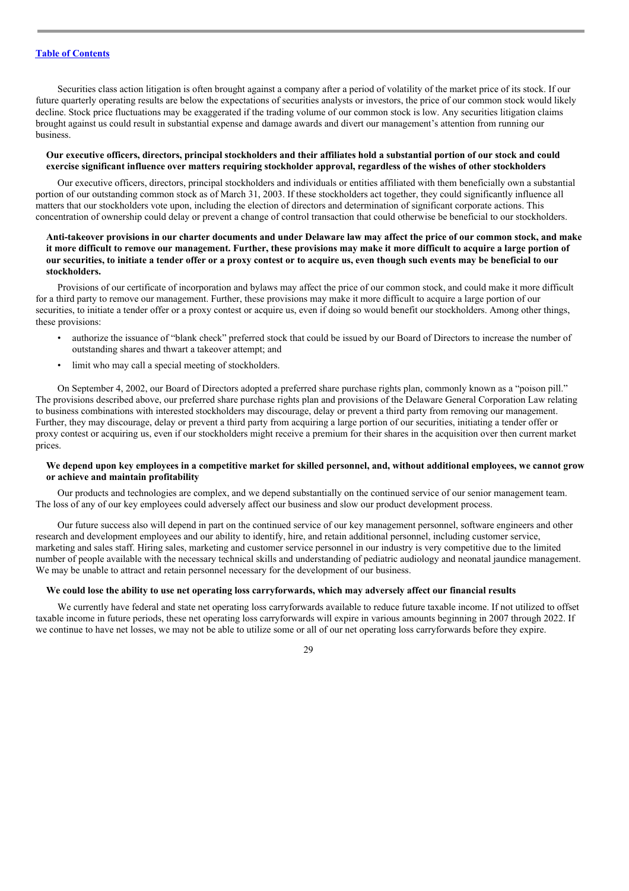Securities class action litigation is often brought against a company after a period of volatility of the market price of its stock. If our future quarterly operating results are below the expectations of securities analysts or investors, the price of our common stock would likely decline. Stock price fluctuations may be exaggerated if the trading volume of our common stock is low. Any securities litigation claims brought against us could result in substantial expense and damage awards and divert our management's attention from running our business.

**Our executive officers, directors, principal stockholders and their affiliates hold a substantial portion of our stock and could exercise significant influence over matters requiring stockholder approval, regardless of the wishes of other stockholders**

Our executive officers, directors, principal stockholders and individuals or entities affiliated with them beneficially own a substantial portion of our outstanding common stock as of March 31, 2003. If these stockholders act together, they could significantly influence all matters that our stockholders vote upon, including the election of directors and determination of significant corporate actions. This concentration of ownership could delay or prevent a change of control transaction that could otherwise be beneficial to our stockholders.

**Anti-takeover provisions in our charter documents and under Delaware law may affect the price of our common stock, and make it more difficult to remove our management. Further, these provisions may make it more difficult to acquire a large portion of our securities, to initiate a tender offer or a proxy contest or to acquire us, even though such events may be beneficial to our stockholders.**

Provisions of our certificate of incorporation and bylaws may affect the price of our common stock, and could make it more difficult for a third party to remove our management. Further, these provisions may make it more difficult to acquire a large portion of our securities, to initiate a tender offer or a proxy contest or acquire us, even if doing so would benefit our stockholders. Among other things, these provisions:

- authorize the issuance of "blank check" preferred stock that could be issued by our Board of Directors to increase the number of outstanding shares and thwart a takeover attempt; and
- limit who may call a special meeting of stockholders.

On September 4, 2002, our Board of Directors adopted a preferred share purchase rights plan, commonly known as a "poison pill." The provisions described above, our preferred share purchase rights plan and provisions of the Delaware General Corporation Law relating to business combinations with interested stockholders may discourage, delay or prevent a third party from removing our management. Further, they may discourage, delay or prevent a third party from acquiring a large portion of our securities, initiating a tender offer or proxy contest or acquiring us, even if our stockholders might receive a premium for their shares in the acquisition over then current market prices.

**We depend upon key employees in a competitive market for skilled personnel, and, without additional employees, we cannot grow or achieve and maintain profitability**

Our products and technologies are complex, and we depend substantially on the continued service of our senior management team. The loss of any of our key employees could adversely affect our business and slow our product development process.

Our future success also will depend in part on the continued service of our key management personnel, software engineers and other research and development employees and our ability to identify, hire, and retain additional personnel, including customer service, marketing and sales staff. Hiring sales, marketing and customer service personnel in our industry is very competitive due to the limited number of people available with the necessary technical skills and understanding of pediatric audiology and neonatal jaundice management. We may be unable to attract and retain personnel necessary for the development of our business.

**We could lose the ability to use net operating loss carryforwards, which may adversely affect our financial results**

We currently have federal and state net operating loss carryforwards available to reduce future taxable income. If not utilized to offset taxable income in future periods, these net operating loss carryforwards will expire in various amounts beginning in 2007 through 2022. If we continue to have net losses, we may not be able to utilize some or all of our net operating loss carryforwards before they expire.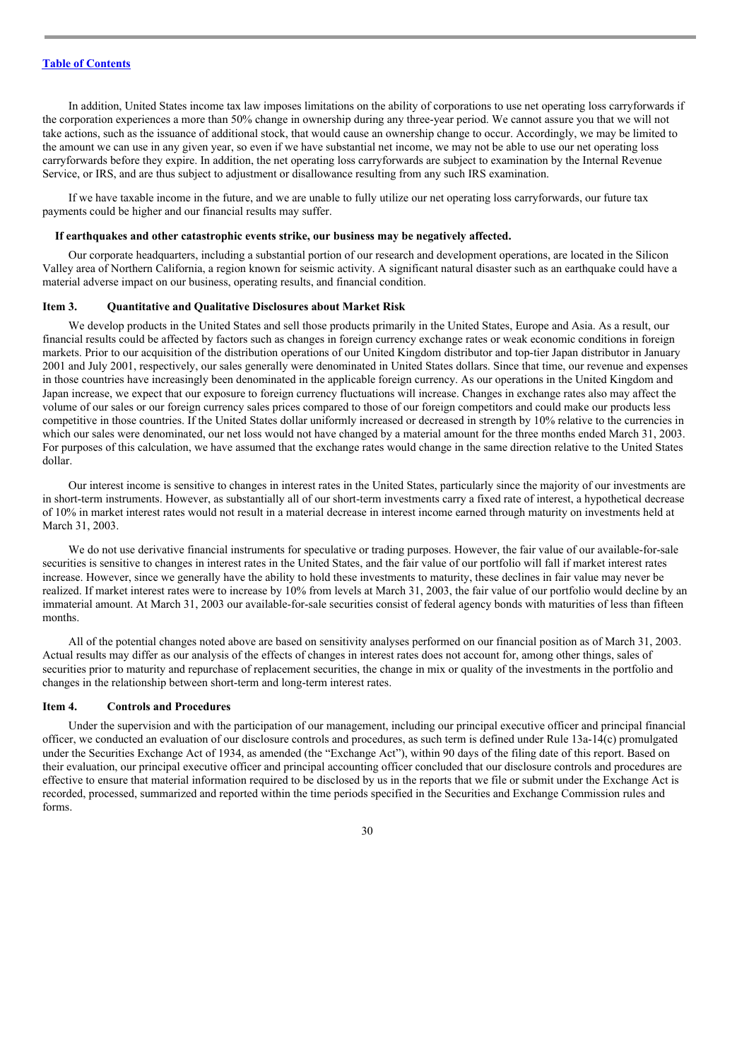[Table of Contents](#)

In addition, United States income tax law imposes limitations on the ability of corporations to use net operating loss carryforwards if the corporation experiences a more than 50% change in ownership during any three-year period. We cannot assure you that we will not take actions, such as the issuance of additional stock, that would cause an ownership change to occur. Accordingly, we may be limited to the amount we can use in any given year, so even if we have substantial net income, we may not be able to use our net operating loss carryforwards before they expire. In addition, the net operating loss carryforwards are subject to examination by the Internal Revenue Service, or IRS, and are thus subject to adjustment or disallowance resulting from any such IRS examination.

If we have taxable income in the future, and we are unable to fully utilize our net operating loss carryforwards, our future tax payments could be higher and our financial results may suffer.

**If earthquakes and other catastrophic events strike, our business may be negatively affected.**

Our corporate headquarters, including a substantial portion of our research and development operations, are located in the Silicon Valley area of Northern California, a region known for seismic activity. A significant natural disaster such as an earthquake could have a material adverse impact on our business, operating results, and financial condition.

## Item 3. Quantitative and Qualitative Disclosures about Market Risk

We develop products in the United States and sell those products primarily in the United States, Europe and Asia. As a result, our financial results could be affected by factors such as changes in foreign currency exchange rates or weak economic conditions in foreign markets. Prior to our acquisition of the distribution operations of our United Kingdom distributor and top-tier Japan distributor in January 2001 and July 2001, respectively, our sales generally were denominated in United States dollars. Since that time, our revenue and expenses in those countries have increasingly been denominated in the applicable foreign currency. As our operations in the United Kingdom and Japan increase, we expect that our exposure to foreign currency fluctuations will increase. Changes in exchange rates also may affect the volume of our sales or our foreign currency sales prices compared to those of our foreign competitors and could make our products less competitive in those countries. If the United States dollar uniformly increased or decreased in strength by 10% relative to the currencies in which our sales were denominated, our net loss would not have changed by a material amount for the three months ended March 31, 2003. For purposes of this calculation, we have assumed that the exchange rates would change in the same direction relative to the United States dollar.

Our interest income is sensitive to changes in interest rates in the United States, particularly since the majority of our investments are in short-term instruments. However, as substantially all of our short-term investments carry a fixed rate of interest, a hypothetical decrease of 10% in market interest rates would not result in a material decrease in interest income earned through maturity on investments held at March 31, 2003.

We do not use derivative financial instruments for speculative or trading purposes. However, the fair value of our available-for-sale securities is sensitive to changes in interest rates in the United States, and the fair value of our portfolio will fall if market interest rates increase. However, since we generally have the ability to hold these investments to maturity, these declines in fair value may never be realized. If market interest rates were to increase by 10% from levels at March 31, 2003, the fair value of our portfolio would decline by an immaterial amount. At March 31, 2003 our available-for-sale securities consist of federal agency bonds with maturities of less than fifteen months.

All of the potential changes noted above are based on sensitivity analyses performed on our financial position as of March 31, 2003. Actual results may differ as our analysis of the effects of changes in interest rates does not account for, among other things, sales of securities prior to maturity and repurchase of replacement securities, the change in mix or quality of the investments in the portfolio and changes in the relationship between short-term and long-term interest rates.

## Item 4. Controls and Procedures

Under the supervision and with the participation of our management, including our principal executive officer and principal financial officer, we conducted an evaluation of our disclosure controls and procedures, as such term is defined under Rule 13a-14(c) promulgated under the Securities Exchange Act of 1934, as amended (the "Exchange Act"), within 90 days of the filing date of this report. Based on their evaluation, our principal executive officer and principal accounting officer concluded that our disclosure controls and procedures are effective to ensure that material information required to be disclosed by us in the reports that we file or submit under the Exchange Act is recorded, processed, summarized and reported within the time periods specified in the Securities and Exchange Commission rules and forms.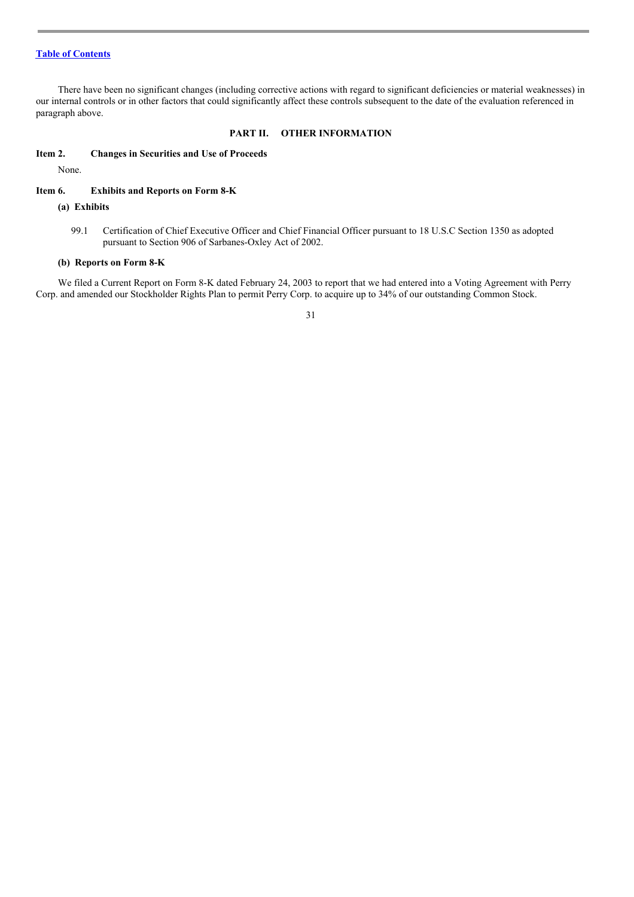[Table of Contents](#)

There have been no significant changes (including corrective actions with regard to significant deficiencies or material weaknesses) in our internal controls or in other factors that could significantly affect these controls subsequent to the date of the evaluation referenced in paragraph above.

## PART II. OTHER INFORMATION

### Item 2. Changes in Securities and Use of Proceeds

None.

### Item 6. Exhibits and Reports on Form 8-K

**(a) Exhibits**

99.1 Certification of Chief Executive Officer and Chief Financial Officer pursuant to 18 U.S.C Section 1350 as adopted pursuant to Section 906 of Sarbanes-Oxley Act of 2002.

**(b) Reports on Form 8-K**

We filed a Current Report on Form 8-K dated February 24, 2003 to report that we had entered into a Voting Agreement with Perry Corp. and amended our Stockholder Rights Plan to permit Perry Corp. to acquire up to 34% of our outstanding Common Stock.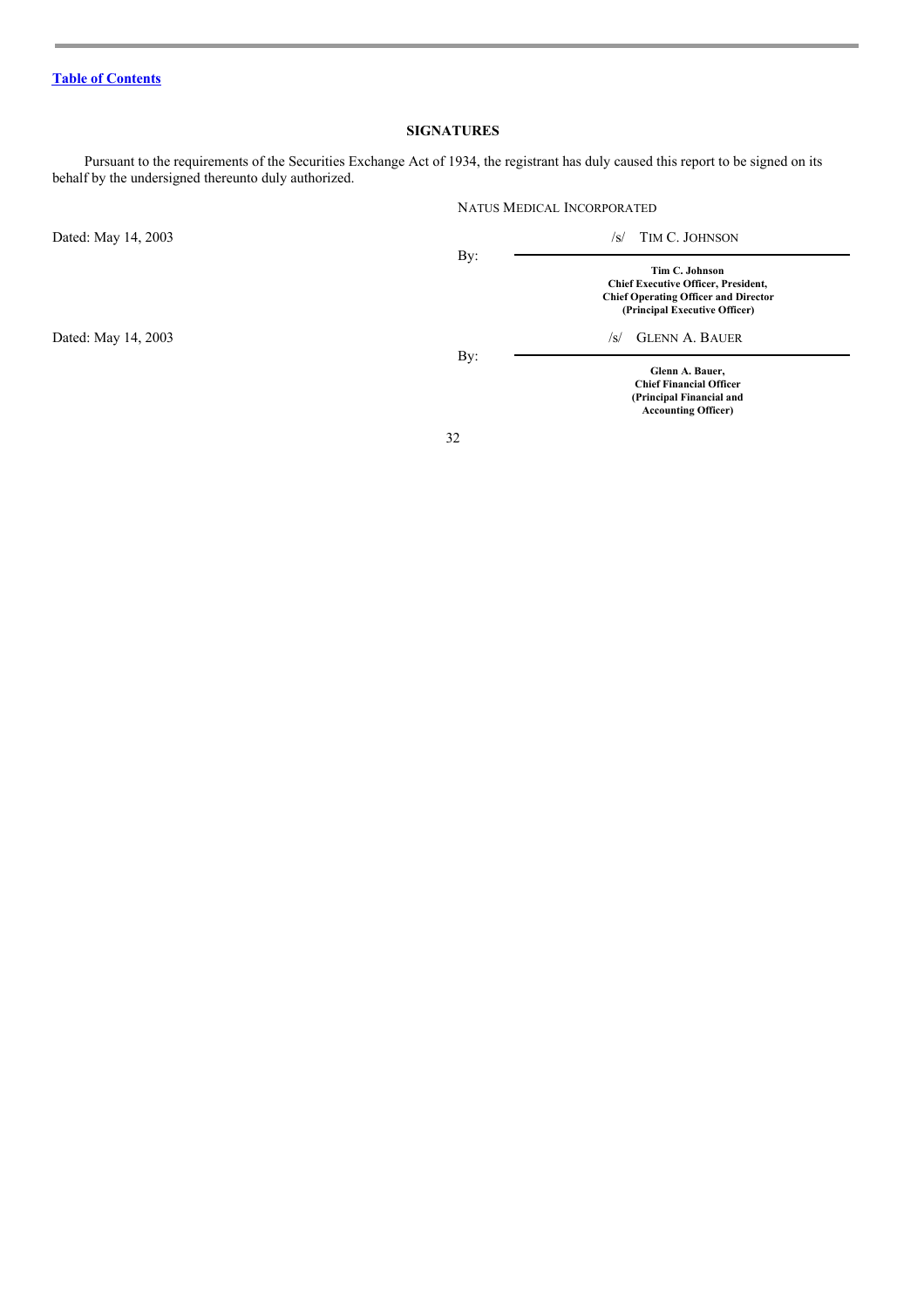[Table of Contents](#)

# SIGNATURES

Pursuant to the requirements of the Securities Exchange Act of 1934, the registrant has duly caused this report to be signed on its behalf by the undersigned thereunto duly authorized.

NATUS MEDICAL INCORPORATED

Dated: May 14, 2003

By: /s/ TIM C. JOHNSON

**Tim C. Johnson**
**Chief Executive Officer, President,**
**Chief Operating Officer and Director**
**(Principal Executive Officer)**

Dated: May 14, 2003

By: /s/ GLENN A. BAUER

**Glenn A. Bauer,**
**Chief Financial Officer**
**(Principal Financial and**
**Accounting Officer)**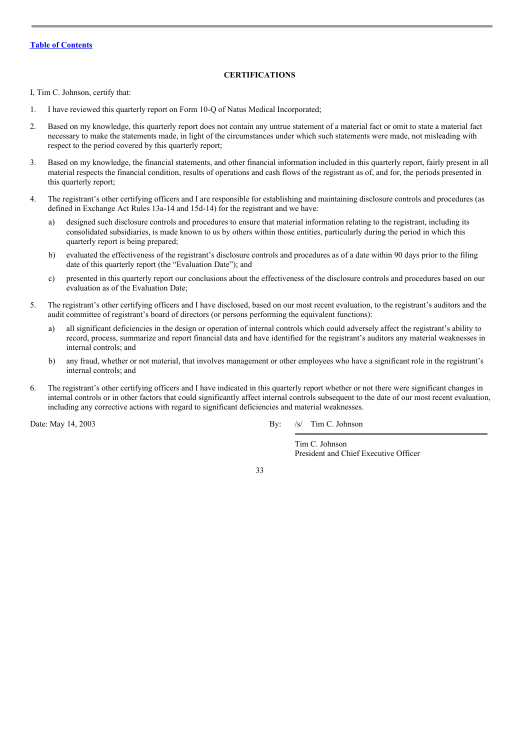[Table of Contents]

**CERTIFICATIONS**

I, Tim C. Johnson, certify that:

1. I have reviewed this quarterly report on Form 10-Q of Natus Medical Incorporated;

2. Based on my knowledge, this quarterly report does not contain any untrue statement of a material fact or omit to state a material fact necessary to make the statements made, in light of the circumstances under which such statements were made, not misleading with respect to the period covered by this quarterly report;

3. Based on my knowledge, the financial statements, and other financial information included in this quarterly report, fairly present in all material respects the financial condition, results of operations and cash flows of the registrant as of, and for, the periods presented in this quarterly report;

4. The registrant's other certifying officers and I are responsible for establishing and maintaining disclosure controls and procedures (as defined in Exchange Act Rules 13a-14 and 15d-14) for the registrant and we have:

   a) designed such disclosure controls and procedures to ensure that material information relating to the registrant, including its consolidated subsidiaries, is made known to us by others within those entities, particularly during the period in which this quarterly report is being prepared;

   b) evaluated the effectiveness of the registrant's disclosure controls and procedures as of a date within 90 days prior to the filing date of this quarterly report (the "Evaluation Date"); and

   c) presented in this quarterly report our conclusions about the effectiveness of the disclosure controls and procedures based on our evaluation as of the Evaluation Date;

5. The registrant's other certifying officers and I have disclosed, based on our most recent evaluation, to the registrant's auditors and the audit committee of registrant's board of directors (or persons performing the equivalent functions):

   a) all significant deficiencies in the design or operation of internal controls which could adversely affect the registrant's ability to record, process, summarize and report financial data and have identified for the registrant's auditors any material weaknesses in internal controls; and

   b) any fraud, whether or not material, that involves management or other employees who have a significant role in the registrant's internal controls; and

6. The registrant's other certifying officers and I have indicated in this quarterly report whether or not there were significant changes in internal controls or in other factors that could significantly affect internal controls subsequent to the date of our most recent evaluation, including any corrective actions with regard to significant deficiencies and material weaknesses.

Date: May 14, 2003

By: /s/ Tim C. Johnson

Tim C. Johnson
President and Chief Executive Officer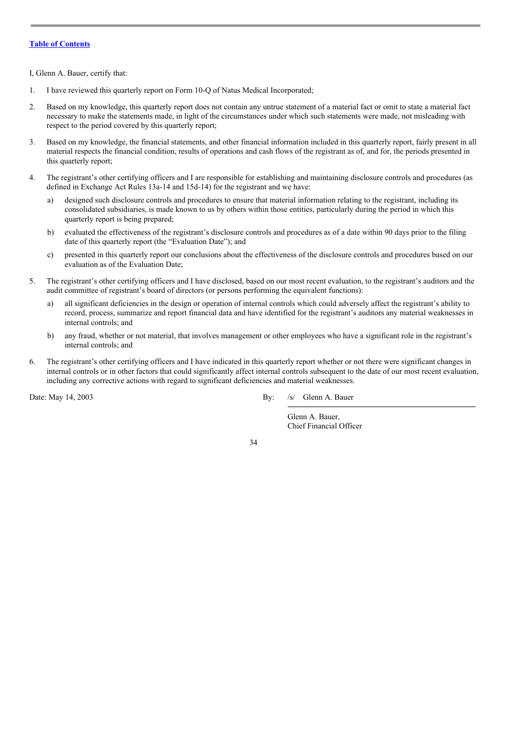[Table of Contents](#)

I, Glenn A. Bauer, certify that:

1. I have reviewed this quarterly report on Form 10-Q of Natus Medical Incorporated;

2. Based on my knowledge, this quarterly report does not contain any untrue statement of a material fact or omit to state a material fact necessary to make the statements made, in light of the circumstances under which such statements were made, not misleading with respect to the period covered by this quarterly report;

3. Based on my knowledge, the financial statements, and other financial information included in this quarterly report, fairly present in all material respects the financial condition, results of operations and cash flows of the registrant as of, and for, the periods presented in this quarterly report;

4. The registrant's other certifying officers and I are responsible for establishing and maintaining disclosure controls and procedures (as defined in Exchange Act Rules 13a-14 and 15d-14) for the registrant and we have:

   a) designed such disclosure controls and procedures to ensure that material information relating to the registrant, including its consolidated subsidiaries, is made known to us by others within those entities, particularly during the period in which this quarterly report is being prepared;

   b) evaluated the effectiveness of the registrant's disclosure controls and procedures as of a date within 90 days prior to the filing date of this quarterly report (the "Evaluation Date"); and

   c) presented in this quarterly report our conclusions about the effectiveness of the disclosure controls and procedures based on our evaluation as of the Evaluation Date;

5. The registrant's other certifying officers and I have disclosed, based on our most recent evaluation, to the registrant's auditors and the audit committee of registrant's board of directors (or persons performing the equivalent functions):

   a) all significant deficiencies in the design or operation of internal controls which could adversely affect the registrant's ability to record, process, summarize and report financial data and have identified for the registrant's auditors any material weaknesses in internal controls; and

   b) any fraud, whether or not material, that involves management or other employees who have a significant role in the registrant's internal controls; and

6. The registrant's other certifying officers and I have indicated in this quarterly report whether or not there were significant changes in internal controls or in other factors that could significantly affect internal controls subsequent to the date of our most recent evaluation, including any corrective actions with regard to significant deficiencies and material weaknesses.

Date: May 14, 2003

By: /s/ Glenn A. Bauer

Glenn A. Bauer,
Chief Financial Officer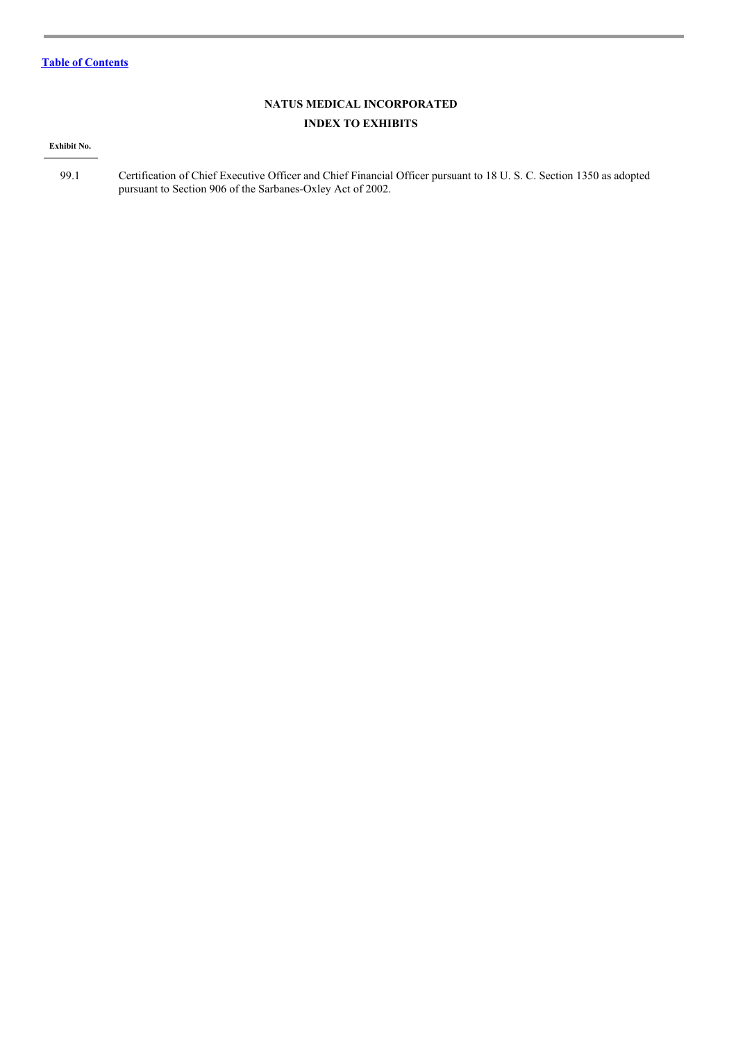[Table of Contents]

# NATUS MEDICAL INCORPORATED

## INDEX TO EXHIBITS

| Exhibit No. | |
|---|---|
| 99.1 | Certification of Chief Executive Officer and Chief Financial Officer pursuant to 18 U. S. C. Section 1350 as adopted pursuant to Section 906 of the Sarbanes-Oxley Act of 2002. |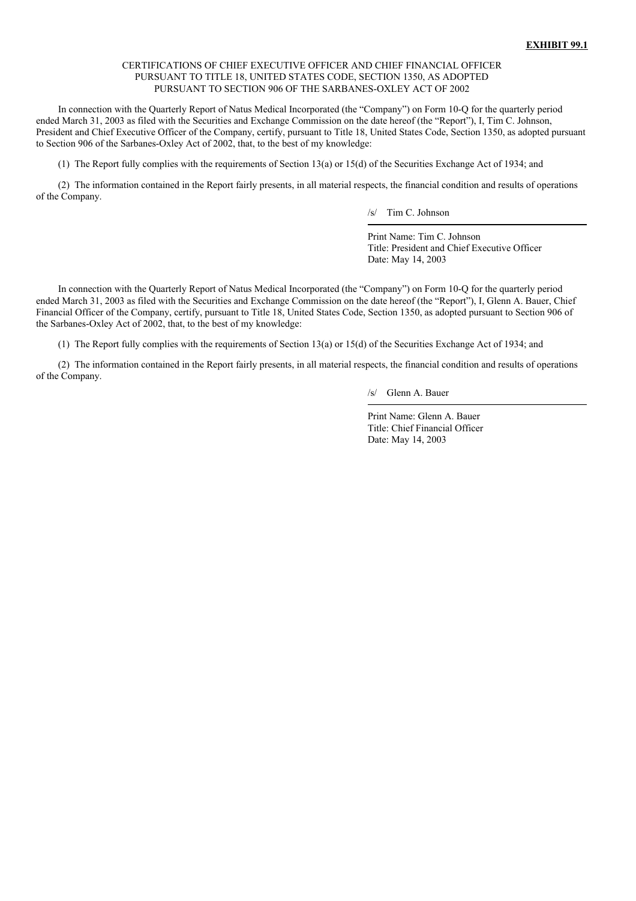**EXHIBIT 99.1**

CERTIFICATIONS OF CHIEF EXECUTIVE OFFICER AND CHIEF FINANCIAL OFFICER
PURSUANT TO TITLE 18, UNITED STATES CODE, SECTION 1350, AS ADOPTED
PURSUANT TO SECTION 906 OF THE SARBANES-OXLEY ACT OF 2002

In connection with the Quarterly Report of Natus Medical Incorporated (the "Company") on Form 10-Q for the quarterly period ended March 31, 2003 as filed with the Securities and Exchange Commission on the date hereof (the "Report"), I, Tim C. Johnson, President and Chief Executive Officer of the Company, certify, pursuant to Title 18, United States Code, Section 1350, as adopted pursuant to Section 906 of the Sarbanes-Oxley Act of 2002, that, to the best of my knowledge:

(1) The Report fully complies with the requirements of Section 13(a) or 15(d) of the Securities Exchange Act of 1934; and

(2) The information contained in the Report fairly presents, in all material respects, the financial condition and results of operations of the Company.

/s/ Tim C. Johnson

Print Name: Tim C. Johnson
Title: President and Chief Executive Officer
Date: May 14, 2003

In connection with the Quarterly Report of Natus Medical Incorporated (the "Company") on Form 10-Q for the quarterly period ended March 31, 2003 as filed with the Securities and Exchange Commission on the date hereof (the "Report"), I, Glenn A. Bauer, Chief Financial Officer of the Company, certify, pursuant to Title 18, United States Code, Section 1350, as adopted pursuant to Section 906 of the Sarbanes-Oxley Act of 2002, that, to the best of my knowledge:

(1) The Report fully complies with the requirements of Section 13(a) or 15(d) of the Securities Exchange Act of 1934; and

(2) The information contained in the Report fairly presents, in all material respects, the financial condition and results of operations of the Company.

/s/ Glenn A. Bauer

Print Name: Glenn A. Bauer
Title: Chief Financial Officer
Date: May 14, 2003